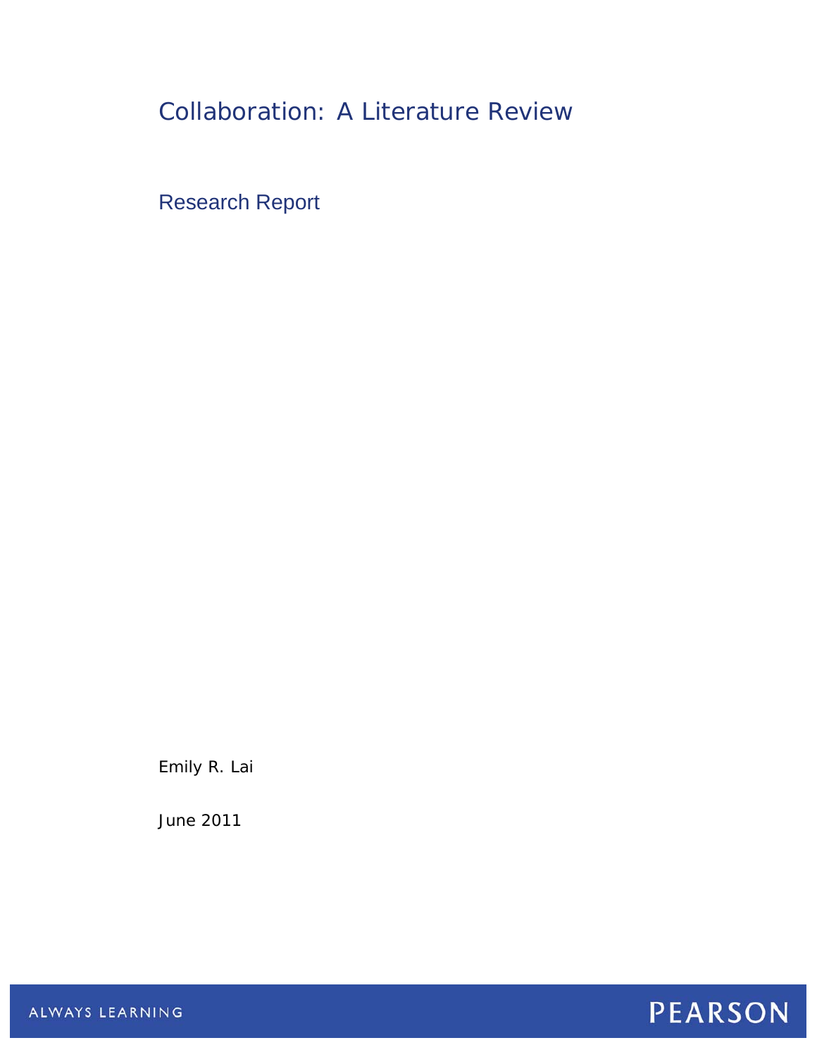# Collaboration: A Literature Review

## Research Report

Emily R. Lai

June 2011

ALWAYS LEARNING

PEARSON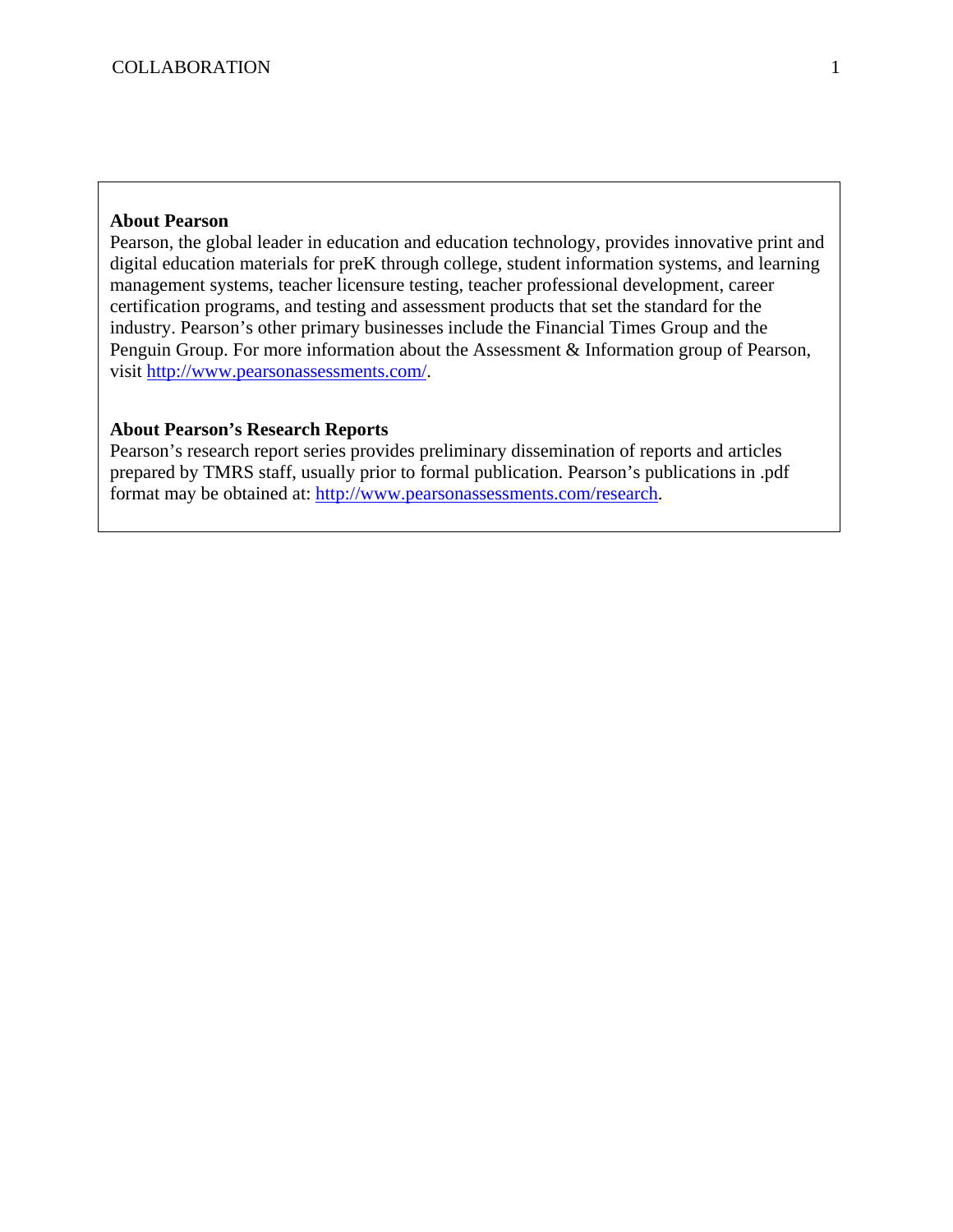**About Pearson**

Pearson, the global leader in education and education technology, provides innovative print and digital education materials for preK through college, student information systems, and learning management systems, teacher licensure testing, teacher professional development, career certification programs, and testing and assessment products that set the standard for the industry. Pearson's other primary businesses include the Financial Times Group and the Penguin Group. For more information about the Assessment & Information group of Pearson, visit http://www.pearsonassessments.com/.

**About Pearson's Research Reports**

Pearson's research report series provides preliminary dissemination of reports and articles prepared by TMRS staff, usually prior to formal publication. Pearson's publications in .pdf format may be obtained at: http://www.pearsonassessments.com/research.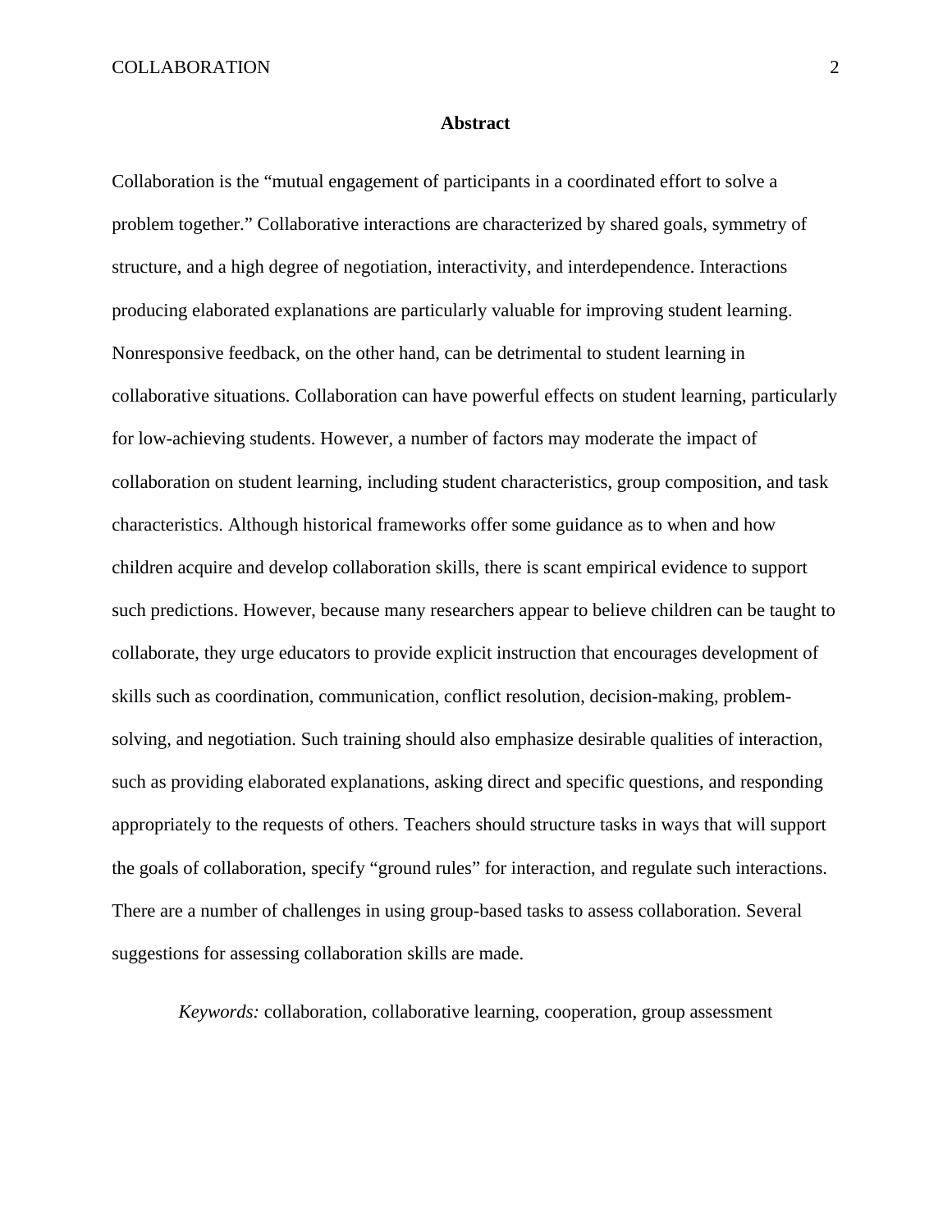# Abstract

Collaboration is the “mutual engagement of participants in a coordinated effort to solve a problem together.” Collaborative interactions are characterized by shared goals, symmetry of structure, and a high degree of negotiation, interactivity, and interdependence. Interactions producing elaborated explanations are particularly valuable for improving student learning. Nonresponsive feedback, on the other hand, can be detrimental to student learning in collaborative situations. Collaboration can have powerful effects on student learning, particularly for low-achieving students. However, a number of factors may moderate the impact of collaboration on student learning, including student characteristics, group composition, and task characteristics. Although historical frameworks offer some guidance as to when and how children acquire and develop collaboration skills, there is scant empirical evidence to support such predictions. However, because many researchers appear to believe children can be taught to collaborate, they urge educators to provide explicit instruction that encourages development of skills such as coordination, communication, conflict resolution, decision-making, problem-solving, and negotiation. Such training should also emphasize desirable qualities of interaction, such as providing elaborated explanations, asking direct and specific questions, and responding appropriately to the requests of others. Teachers should structure tasks in ways that will support the goals of collaboration, specify “ground rules” for interaction, and regulate such interactions. There are a number of challenges in using group-based tasks to assess collaboration. Several suggestions for assessing collaboration skills are made.

*Keywords:* collaboration, collaborative learning, cooperation, group assessment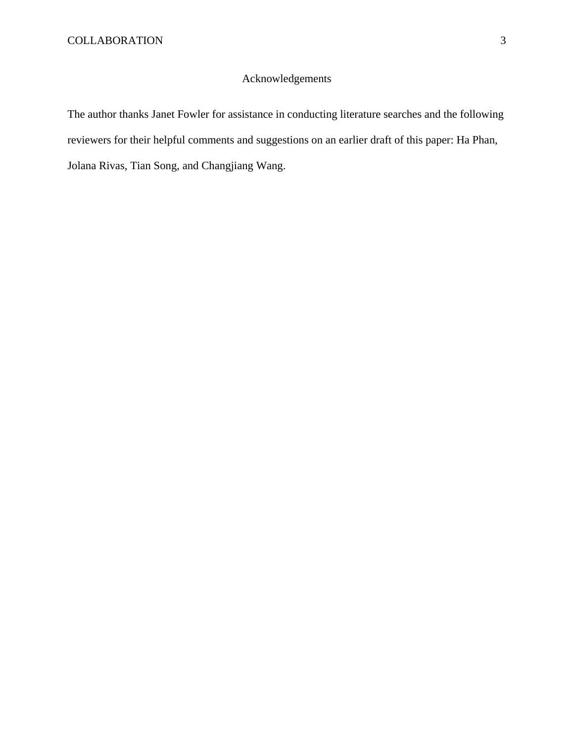# Acknowledgements

The author thanks Janet Fowler for assistance in conducting literature searches and the following reviewers for their helpful comments and suggestions on an earlier draft of this paper: Ha Phan, Jolana Rivas, Tian Song, and Changjiang Wang.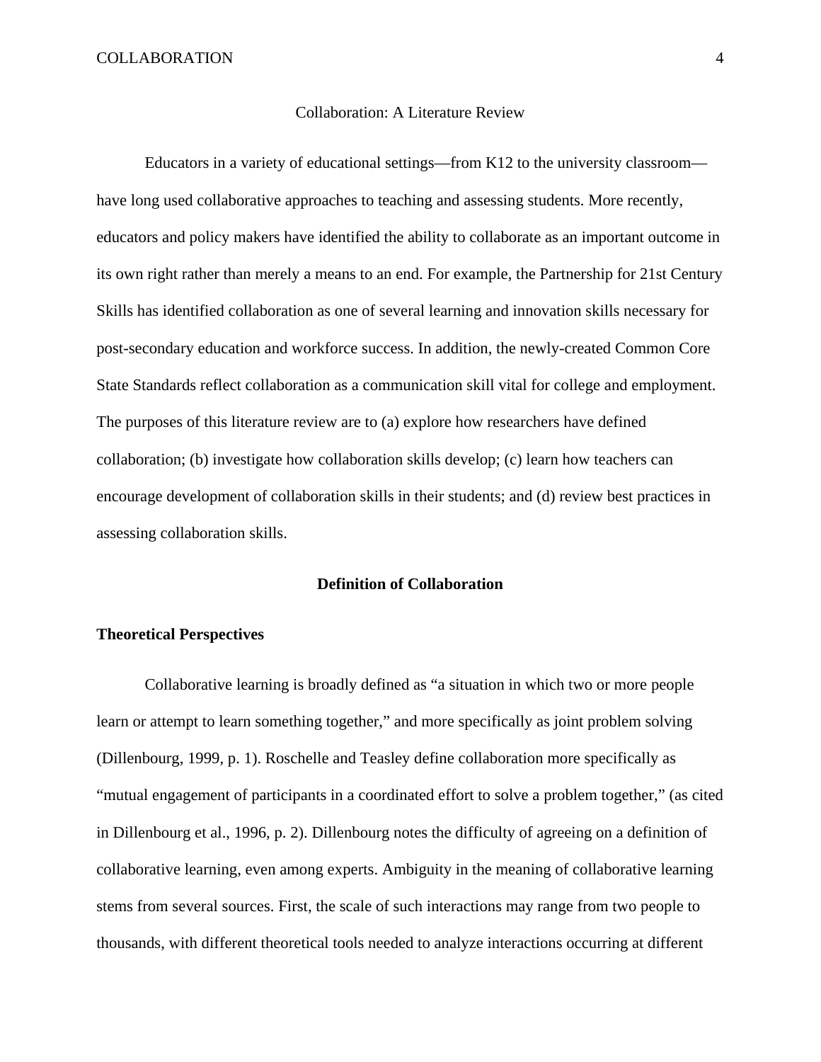# Collaboration: A Literature Review

Educators in a variety of educational settings—from K12 to the university classroom—have long used collaborative approaches to teaching and assessing students. More recently, educators and policy makers have identified the ability to collaborate as an important outcome in its own right rather than merely a means to an end. For example, the Partnership for 21st Century Skills has identified collaboration as one of several learning and innovation skills necessary for post-secondary education and workforce success. In addition, the newly-created Common Core State Standards reflect collaboration as a communication skill vital for college and employment. The purposes of this literature review are to (a) explore how researchers have defined collaboration; (b) investigate how collaboration skills develop; (c) learn how teachers can encourage development of collaboration skills in their students; and (d) review best practices in assessing collaboration skills.

## Definition of Collaboration

### Theoretical Perspectives

Collaborative learning is broadly defined as "a situation in which two or more people learn or attempt to learn something together," and more specifically as joint problem solving (Dillenbourg, 1999, p. 1). Roschelle and Teasley define collaboration more specifically as "mutual engagement of participants in a coordinated effort to solve a problem together," (as cited in Dillenbourg et al., 1996, p. 2). Dillenbourg notes the difficulty of agreeing on a definition of collaborative learning, even among experts. Ambiguity in the meaning of collaborative learning stems from several sources. First, the scale of such interactions may range from two people to thousands, with different theoretical tools needed to analyze interactions occurring at different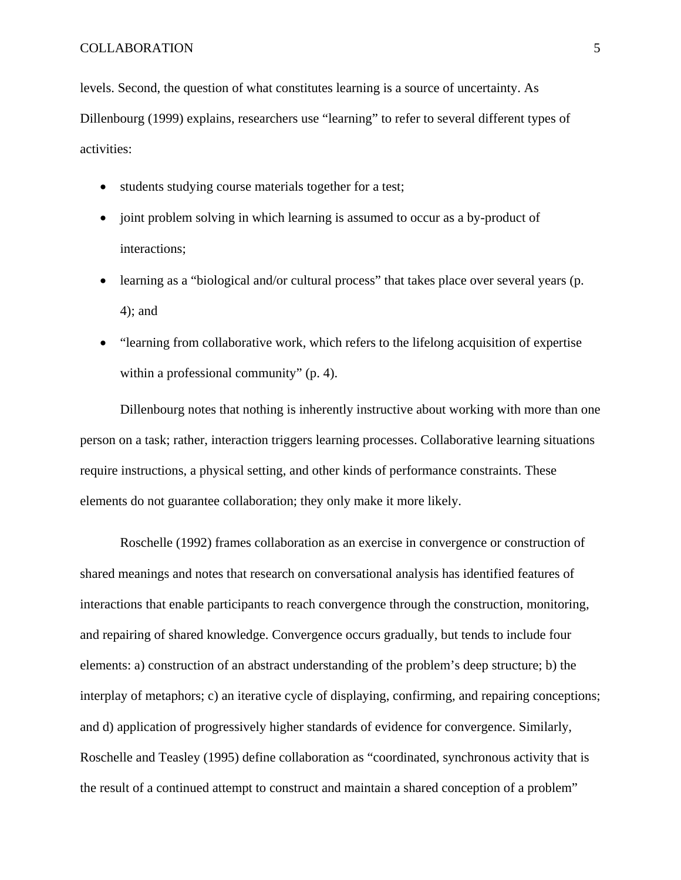levels. Second, the question of what constitutes learning is a source of uncertainty. As Dillenbourg (1999) explains, researchers use "learning" to refer to several different types of activities:

- students studying course materials together for a test;
- joint problem solving in which learning is assumed to occur as a by-product of interactions;
- learning as a "biological and/or cultural process" that takes place over several years (p. 4); and
- "learning from collaborative work, which refers to the lifelong acquisition of expertise within a professional community" (p. 4).

Dillenbourg notes that nothing is inherently instructive about working with more than one person on a task; rather, interaction triggers learning processes. Collaborative learning situations require instructions, a physical setting, and other kinds of performance constraints. These elements do not guarantee collaboration; they only make it more likely.

Roschelle (1992) frames collaboration as an exercise in convergence or construction of shared meanings and notes that research on conversational analysis has identified features of interactions that enable participants to reach convergence through the construction, monitoring, and repairing of shared knowledge. Convergence occurs gradually, but tends to include four elements: a) construction of an abstract understanding of the problem's deep structure; b) the interplay of metaphors; c) an iterative cycle of displaying, confirming, and repairing conceptions; and d) application of progressively higher standards of evidence for convergence. Similarly, Roschelle and Teasley (1995) define collaboration as "coordinated, synchronous activity that is the result of a continued attempt to construct and maintain a shared conception of a problem"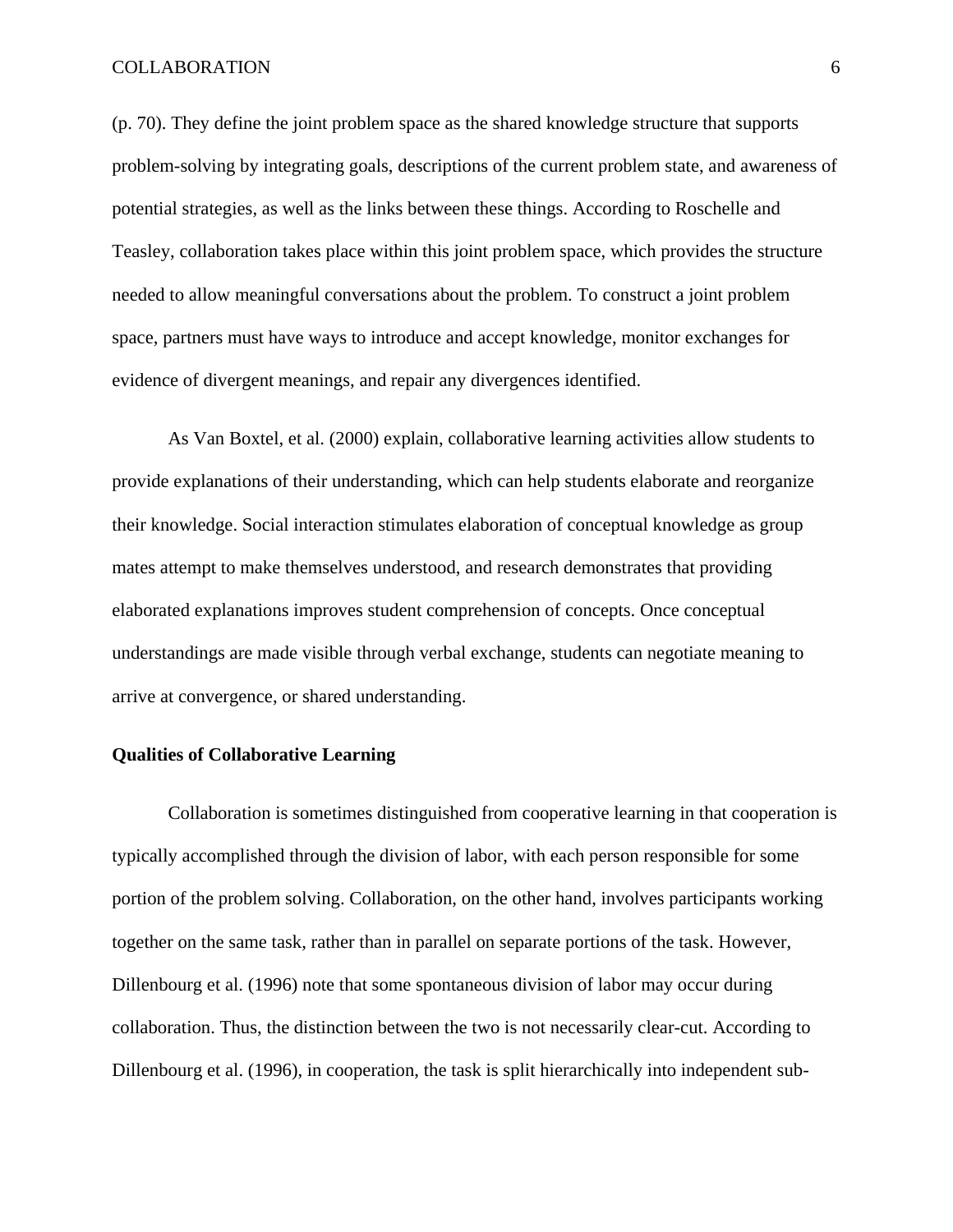(p. 70). They define the joint problem space as the shared knowledge structure that supports problem-solving by integrating goals, descriptions of the current problem state, and awareness of potential strategies, as well as the links between these things. According to Roschelle and Teasley, collaboration takes place within this joint problem space, which provides the structure needed to allow meaningful conversations about the problem. To construct a joint problem space, partners must have ways to introduce and accept knowledge, monitor exchanges for evidence of divergent meanings, and repair any divergences identified.

As Van Boxtel, et al. (2000) explain, collaborative learning activities allow students to provide explanations of their understanding, which can help students elaborate and reorganize their knowledge. Social interaction stimulates elaboration of conceptual knowledge as group mates attempt to make themselves understood, and research demonstrates that providing elaborated explanations improves student comprehension of concepts. Once conceptual understandings are made visible through verbal exchange, students can negotiate meaning to arrive at convergence, or shared understanding.

**Qualities of Collaborative Learning**

Collaboration is sometimes distinguished from cooperative learning in that cooperation is typically accomplished through the division of labor, with each person responsible for some portion of the problem solving. Collaboration, on the other hand, involves participants working together on the same task, rather than in parallel on separate portions of the task. However, Dillenbourg et al. (1996) note that some spontaneous division of labor may occur during collaboration. Thus, the distinction between the two is not necessarily clear-cut. According to Dillenbourg et al. (1996), in cooperation, the task is split hierarchically into independent sub-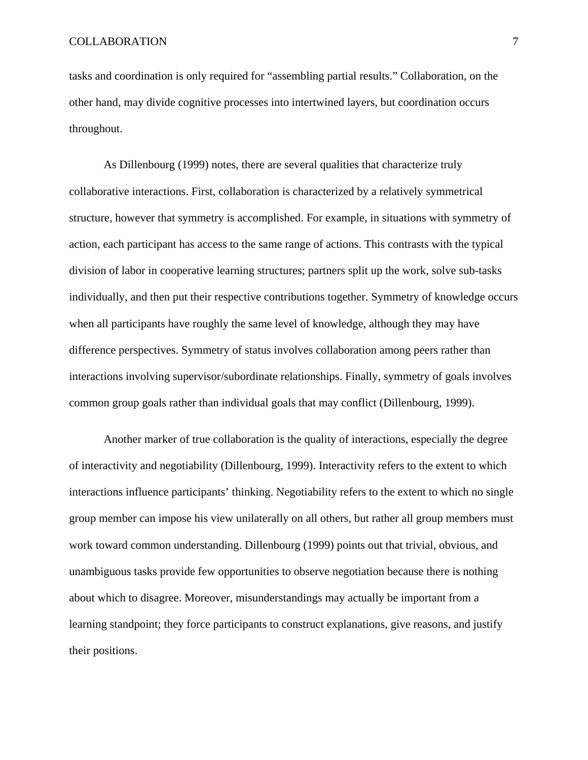tasks and coordination is only required for "assembling partial results." Collaboration, on the other hand, may divide cognitive processes into intertwined layers, but coordination occurs throughout.

As Dillenbourg (1999) notes, there are several qualities that characterize truly collaborative interactions. First, collaboration is characterized by a relatively symmetrical structure, however that symmetry is accomplished. For example, in situations with symmetry of action, each participant has access to the same range of actions. This contrasts with the typical division of labor in cooperative learning structures; partners split up the work, solve sub-tasks individually, and then put their respective contributions together. Symmetry of knowledge occurs when all participants have roughly the same level of knowledge, although they may have difference perspectives. Symmetry of status involves collaboration among peers rather than interactions involving supervisor/subordinate relationships. Finally, symmetry of goals involves common group goals rather than individual goals that may conflict (Dillenbourg, 1999).

Another marker of true collaboration is the quality of interactions, especially the degree of interactivity and negotiability (Dillenbourg, 1999). Interactivity refers to the extent to which interactions influence participants' thinking. Negotiability refers to the extent to which no single group member can impose his view unilaterally on all others, but rather all group members must work toward common understanding. Dillenbourg (1999) points out that trivial, obvious, and unambiguous tasks provide few opportunities to observe negotiation because there is nothing about which to disagree. Moreover, misunderstandings may actually be important from a learning standpoint; they force participants to construct explanations, give reasons, and justify their positions.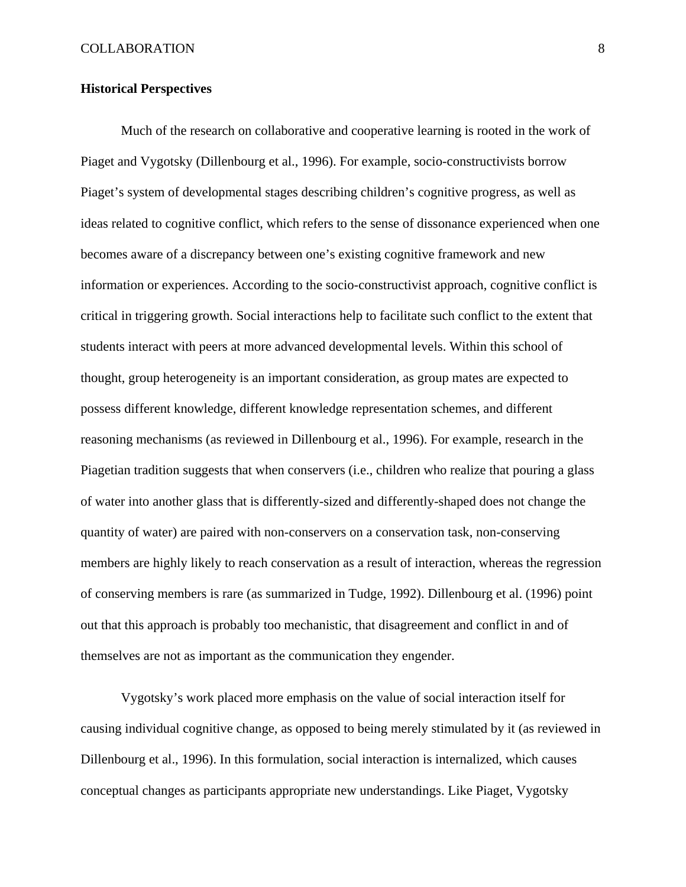**Historical Perspectives**

Much of the research on collaborative and cooperative learning is rooted in the work of Piaget and Vygotsky (Dillenbourg et al., 1996). For example, socio-constructivists borrow Piaget's system of developmental stages describing children's cognitive progress, as well as ideas related to cognitive conflict, which refers to the sense of dissonance experienced when one becomes aware of a discrepancy between one's existing cognitive framework and new information or experiences. According to the socio-constructivist approach, cognitive conflict is critical in triggering growth. Social interactions help to facilitate such conflict to the extent that students interact with peers at more advanced developmental levels. Within this school of thought, group heterogeneity is an important consideration, as group mates are expected to possess different knowledge, different knowledge representation schemes, and different reasoning mechanisms (as reviewed in Dillenbourg et al., 1996). For example, research in the Piagetian tradition suggests that when conservers (i.e., children who realize that pouring a glass of water into another glass that is differently-sized and differently-shaped does not change the quantity of water) are paired with non-conservers on a conservation task, non-conserving members are highly likely to reach conservation as a result of interaction, whereas the regression of conserving members is rare (as summarized in Tudge, 1992). Dillenbourg et al. (1996) point out that this approach is probably too mechanistic, that disagreement and conflict in and of themselves are not as important as the communication they engender.

Vygotsky's work placed more emphasis on the value of social interaction itself for causing individual cognitive change, as opposed to being merely stimulated by it (as reviewed in Dillenbourg et al., 1996). In this formulation, social interaction is internalized, which causes conceptual changes as participants appropriate new understandings. Like Piaget, Vygotsky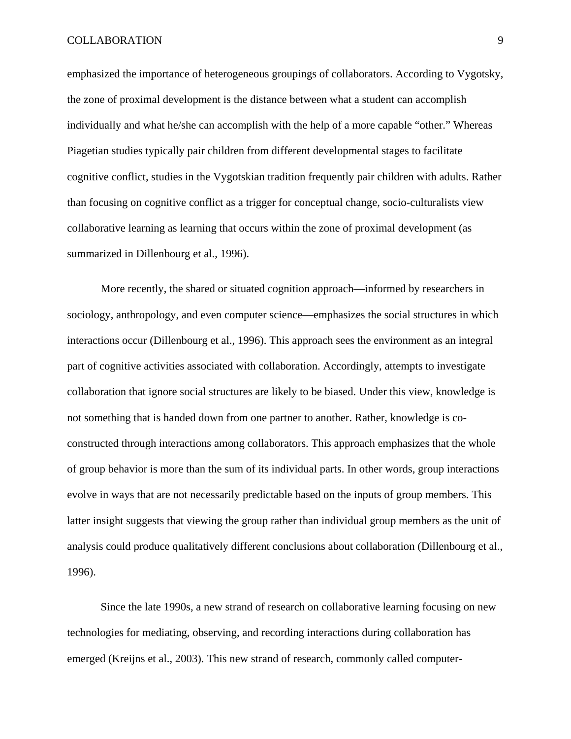emphasized the importance of heterogeneous groupings of collaborators. According to Vygotsky, the zone of proximal development is the distance between what a student can accomplish individually and what he/she can accomplish with the help of a more capable "other." Whereas Piagetian studies typically pair children from different developmental stages to facilitate cognitive conflict, studies in the Vygotskian tradition frequently pair children with adults. Rather than focusing on cognitive conflict as a trigger for conceptual change, socio-culturalists view collaborative learning as learning that occurs within the zone of proximal development (as summarized in Dillenbourg et al., 1996).

More recently, the shared or situated cognition approach—informed by researchers in sociology, anthropology, and even computer science—emphasizes the social structures in which interactions occur (Dillenbourg et al., 1996). This approach sees the environment as an integral part of cognitive activities associated with collaboration. Accordingly, attempts to investigate collaboration that ignore social structures are likely to be biased. Under this view, knowledge is not something that is handed down from one partner to another. Rather, knowledge is co-constructed through interactions among collaborators. This approach emphasizes that the whole of group behavior is more than the sum of its individual parts. In other words, group interactions evolve in ways that are not necessarily predictable based on the inputs of group members. This latter insight suggests that viewing the group rather than individual group members as the unit of analysis could produce qualitatively different conclusions about collaboration (Dillenbourg et al., 1996).

Since the late 1990s, a new strand of research on collaborative learning focusing on new technologies for mediating, observing, and recording interactions during collaboration has emerged (Kreijns et al., 2003). This new strand of research, commonly called computer-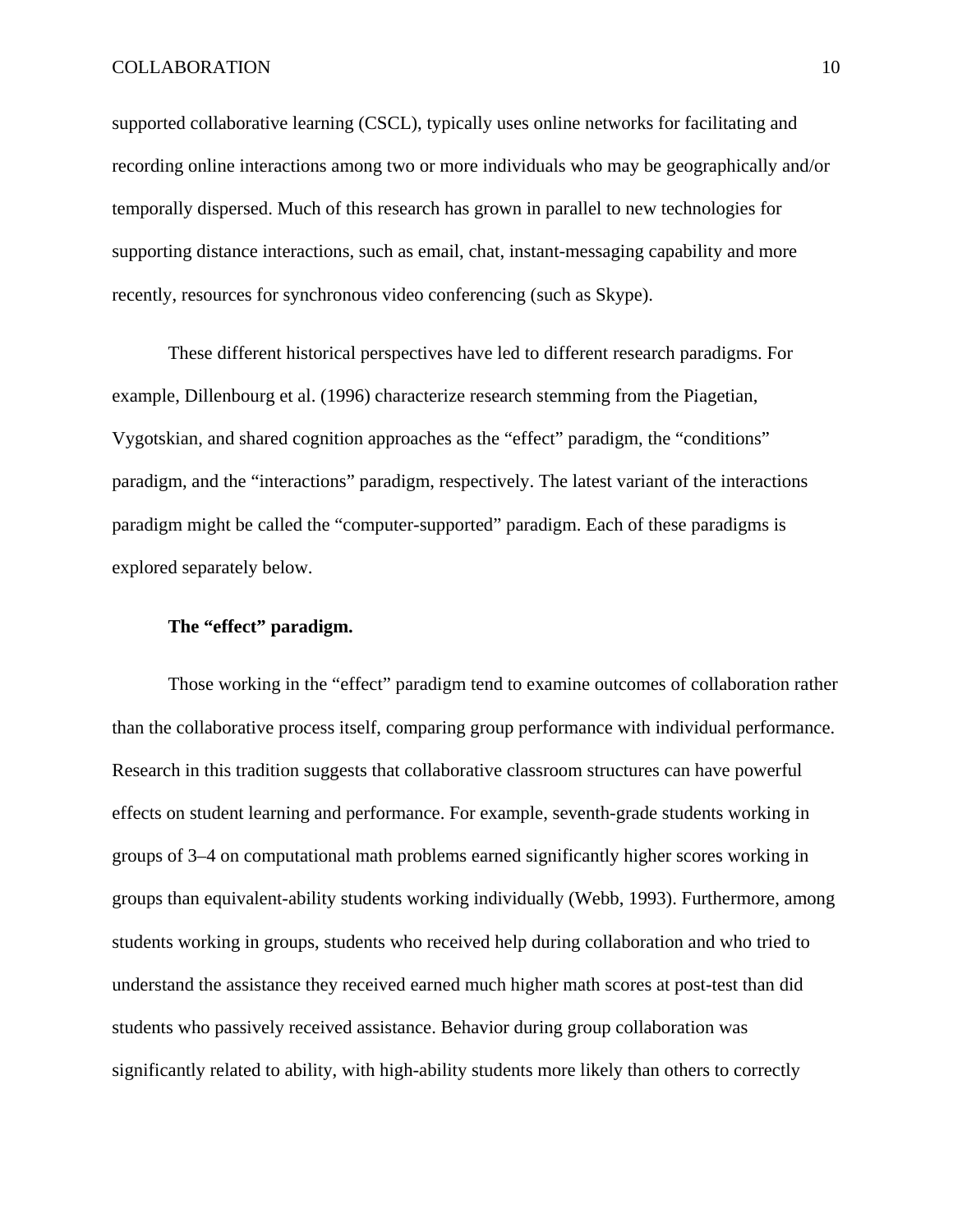supported collaborative learning (CSCL), typically uses online networks for facilitating and recording online interactions among two or more individuals who may be geographically and/or temporally dispersed. Much of this research has grown in parallel to new technologies for supporting distance interactions, such as email, chat, instant-messaging capability and more recently, resources for synchronous video conferencing (such as Skype).

These different historical perspectives have led to different research paradigms. For example, Dillenbourg et al. (1996) characterize research stemming from the Piagetian, Vygotskian, and shared cognition approaches as the "effect" paradigm, the "conditions" paradigm, and the "interactions" paradigm, respectively. The latest variant of the interactions paradigm might be called the "computer-supported" paradigm. Each of these paradigms is explored separately below.

### The "effect" paradigm.

Those working in the "effect" paradigm tend to examine outcomes of collaboration rather than the collaborative process itself, comparing group performance with individual performance. Research in this tradition suggests that collaborative classroom structures can have powerful effects on student learning and performance. For example, seventh-grade students working in groups of 3–4 on computational math problems earned significantly higher scores working in groups than equivalent-ability students working individually (Webb, 1993). Furthermore, among students working in groups, students who received help during collaboration and who tried to understand the assistance they received earned much higher math scores at post-test than did students who passively received assistance. Behavior during group collaboration was significantly related to ability, with high-ability students more likely than others to correctly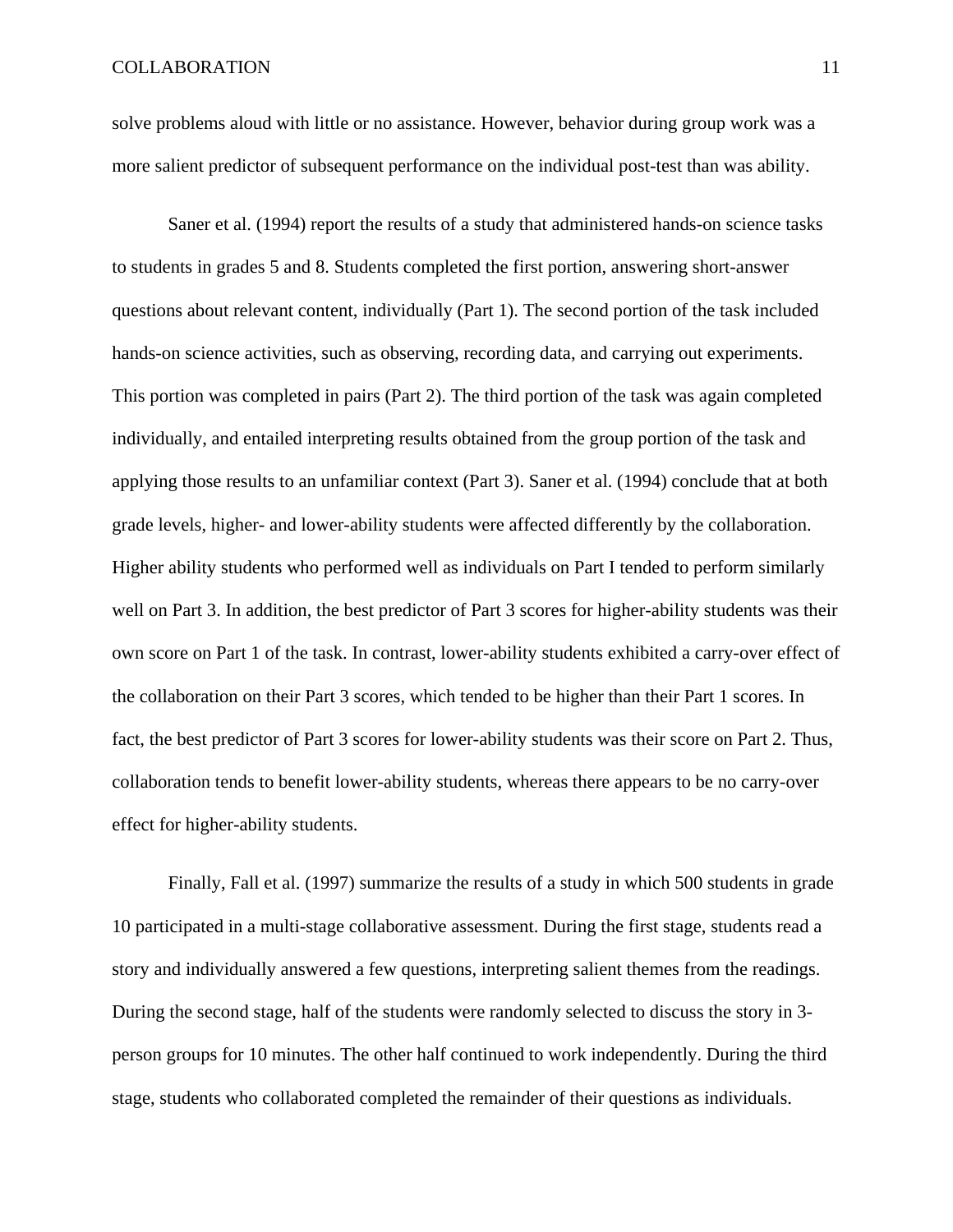solve problems aloud with little or no assistance. However, behavior during group work was a more salient predictor of subsequent performance on the individual post-test than was ability.

Saner et al. (1994) report the results of a study that administered hands-on science tasks to students in grades 5 and 8. Students completed the first portion, answering short-answer questions about relevant content, individually (Part 1). The second portion of the task included hands-on science activities, such as observing, recording data, and carrying out experiments. This portion was completed in pairs (Part 2). The third portion of the task was again completed individually, and entailed interpreting results obtained from the group portion of the task and applying those results to an unfamiliar context (Part 3). Saner et al. (1994) conclude that at both grade levels, higher- and lower-ability students were affected differently by the collaboration. Higher ability students who performed well as individuals on Part I tended to perform similarly well on Part 3. In addition, the best predictor of Part 3 scores for higher-ability students was their own score on Part 1 of the task. In contrast, lower-ability students exhibited a carry-over effect of the collaboration on their Part 3 scores, which tended to be higher than their Part 1 scores. In fact, the best predictor of Part 3 scores for lower-ability students was their score on Part 2. Thus, collaboration tends to benefit lower-ability students, whereas there appears to be no carry-over effect for higher-ability students.

Finally, Fall et al. (1997) summarize the results of a study in which 500 students in grade 10 participated in a multi-stage collaborative assessment. During the first stage, students read a story and individually answered a few questions, interpreting salient themes from the readings. During the second stage, half of the students were randomly selected to discuss the story in 3-person groups for 10 minutes. The other half continued to work independently. During the third stage, students who collaborated completed the remainder of their questions as individuals.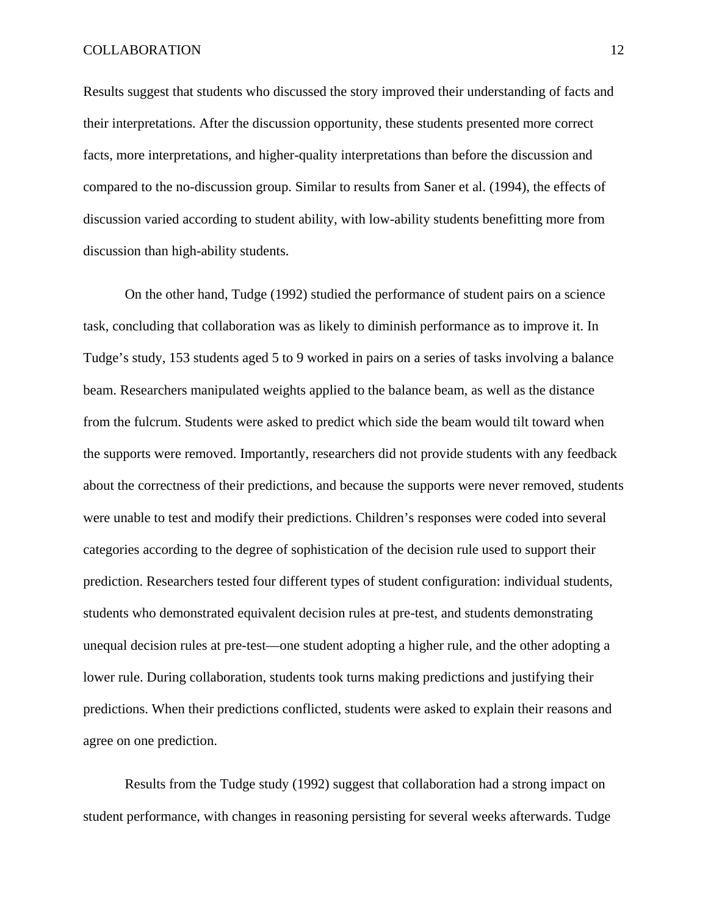Results suggest that students who discussed the story improved their understanding of facts and their interpretations. After the discussion opportunity, these students presented more correct facts, more interpretations, and higher-quality interpretations than before the discussion and compared to the no-discussion group. Similar to results from Saner et al. (1994), the effects of discussion varied according to student ability, with low-ability students benefitting more from discussion than high-ability students.

On the other hand, Tudge (1992) studied the performance of student pairs on a science task, concluding that collaboration was as likely to diminish performance as to improve it. In Tudge's study, 153 students aged 5 to 9 worked in pairs on a series of tasks involving a balance beam. Researchers manipulated weights applied to the balance beam, as well as the distance from the fulcrum. Students were asked to predict which side the beam would tilt toward when the supports were removed. Importantly, researchers did not provide students with any feedback about the correctness of their predictions, and because the supports were never removed, students were unable to test and modify their predictions. Children's responses were coded into several categories according to the degree of sophistication of the decision rule used to support their prediction. Researchers tested four different types of student configuration: individual students, students who demonstrated equivalent decision rules at pre-test, and students demonstrating unequal decision rules at pre-test—one student adopting a higher rule, and the other adopting a lower rule. During collaboration, students took turns making predictions and justifying their predictions. When their predictions conflicted, students were asked to explain their reasons and agree on one prediction.

Results from the Tudge study (1992) suggest that collaboration had a strong impact on student performance, with changes in reasoning persisting for several weeks afterwards. Tudge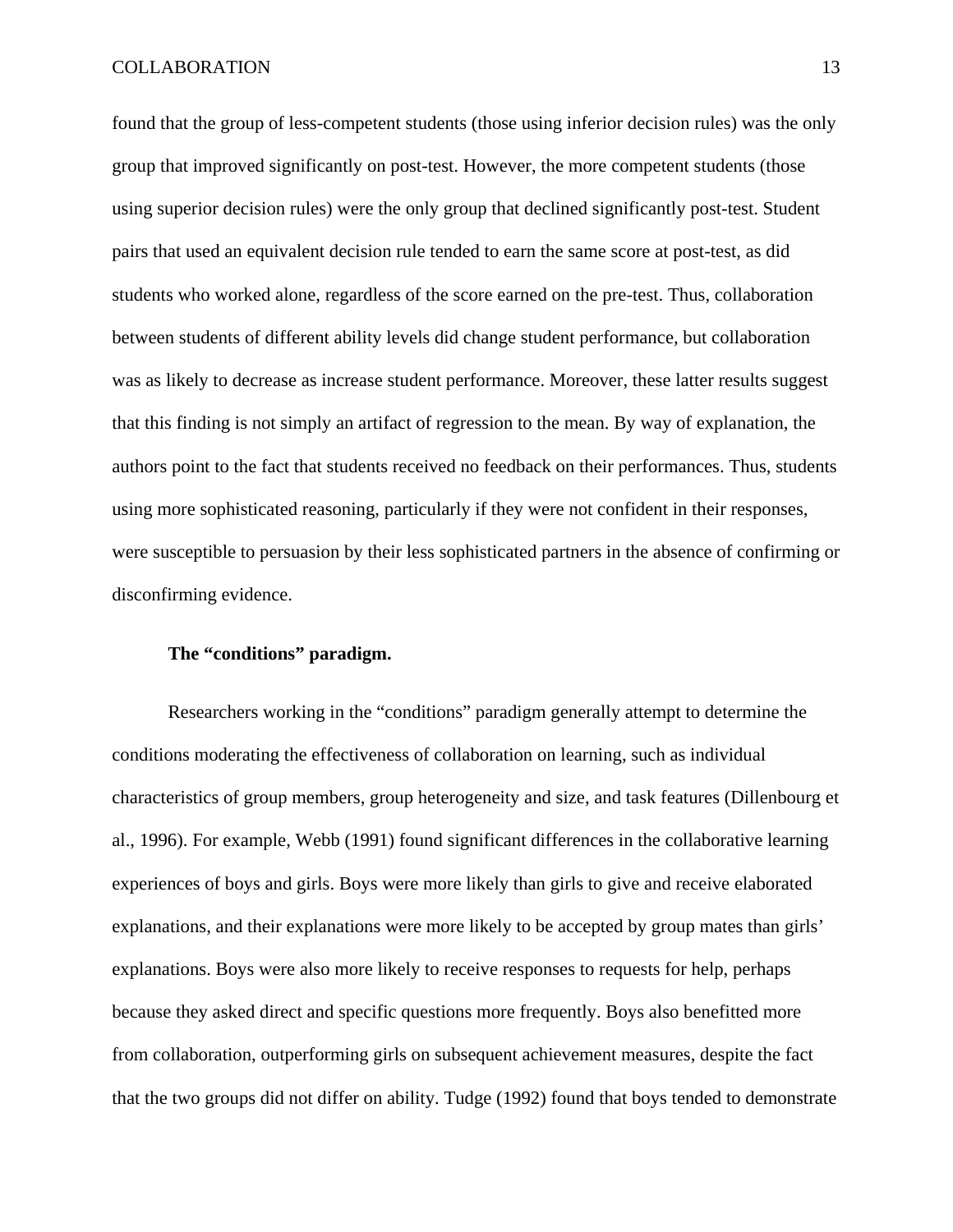found that the group of less-competent students (those using inferior decision rules) was the only group that improved significantly on post-test. However, the more competent students (those using superior decision rules) were the only group that declined significantly post-test. Student pairs that used an equivalent decision rule tended to earn the same score at post-test, as did students who worked alone, regardless of the score earned on the pre-test. Thus, collaboration between students of different ability levels did change student performance, but collaboration was as likely to decrease as increase student performance. Moreover, these latter results suggest that this finding is not simply an artifact of regression to the mean. By way of explanation, the authors point to the fact that students received no feedback on their performances. Thus, students using more sophisticated reasoning, particularly if they were not confident in their responses, were susceptible to persuasion by their less sophisticated partners in the absence of confirming or disconfirming evidence.

### The "conditions" paradigm.

Researchers working in the "conditions" paradigm generally attempt to determine the conditions moderating the effectiveness of collaboration on learning, such as individual characteristics of group members, group heterogeneity and size, and task features (Dillenbourg et al., 1996). For example, Webb (1991) found significant differences in the collaborative learning experiences of boys and girls. Boys were more likely than girls to give and receive elaborated explanations, and their explanations were more likely to be accepted by group mates than girls' explanations. Boys were also more likely to receive responses to requests for help, perhaps because they asked direct and specific questions more frequently. Boys also benefitted more from collaboration, outperforming girls on subsequent achievement measures, despite the fact that the two groups did not differ on ability. Tudge (1992) found that boys tended to demonstrate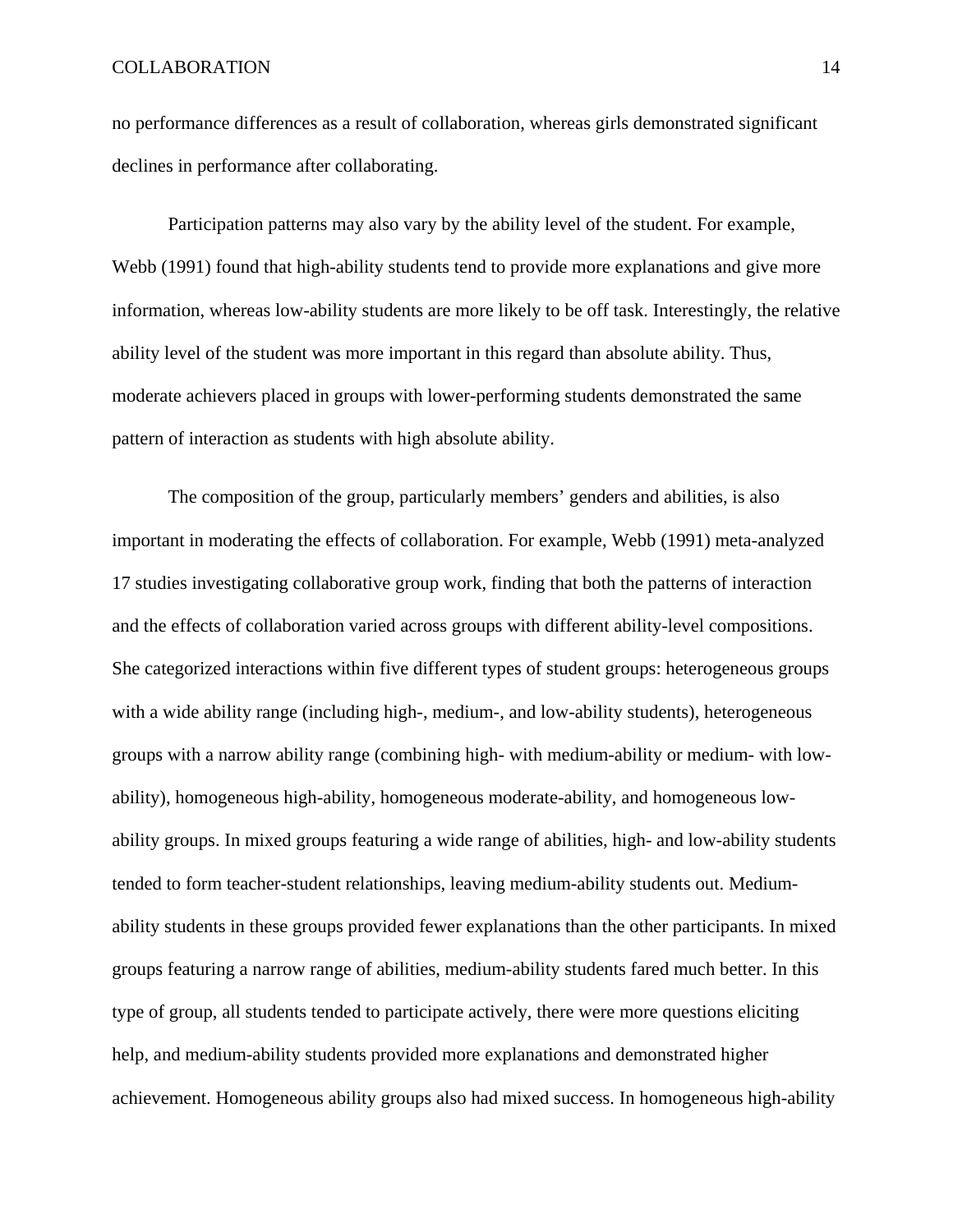no performance differences as a result of collaboration, whereas girls demonstrated significant declines in performance after collaborating.

Participation patterns may also vary by the ability level of the student. For example, Webb (1991) found that high-ability students tend to provide more explanations and give more information, whereas low-ability students are more likely to be off task. Interestingly, the relative ability level of the student was more important in this regard than absolute ability. Thus, moderate achievers placed in groups with lower-performing students demonstrated the same pattern of interaction as students with high absolute ability.

The composition of the group, particularly members' genders and abilities, is also important in moderating the effects of collaboration. For example, Webb (1991) meta-analyzed 17 studies investigating collaborative group work, finding that both the patterns of interaction and the effects of collaboration varied across groups with different ability-level compositions. She categorized interactions within five different types of student groups: heterogeneous groups with a wide ability range (including high-, medium-, and low-ability students), heterogeneous groups with a narrow ability range (combining high- with medium-ability or medium- with low-ability), homogeneous high-ability, homogeneous moderate-ability, and homogeneous low-ability groups. In mixed groups featuring a wide range of abilities, high- and low-ability students tended to form teacher-student relationships, leaving medium-ability students out. Medium-ability students in these groups provided fewer explanations than the other participants. In mixed groups featuring a narrow range of abilities, medium-ability students fared much better. In this type of group, all students tended to participate actively, there were more questions eliciting help, and medium-ability students provided more explanations and demonstrated higher achievement. Homogeneous ability groups also had mixed success. In homogeneous high-ability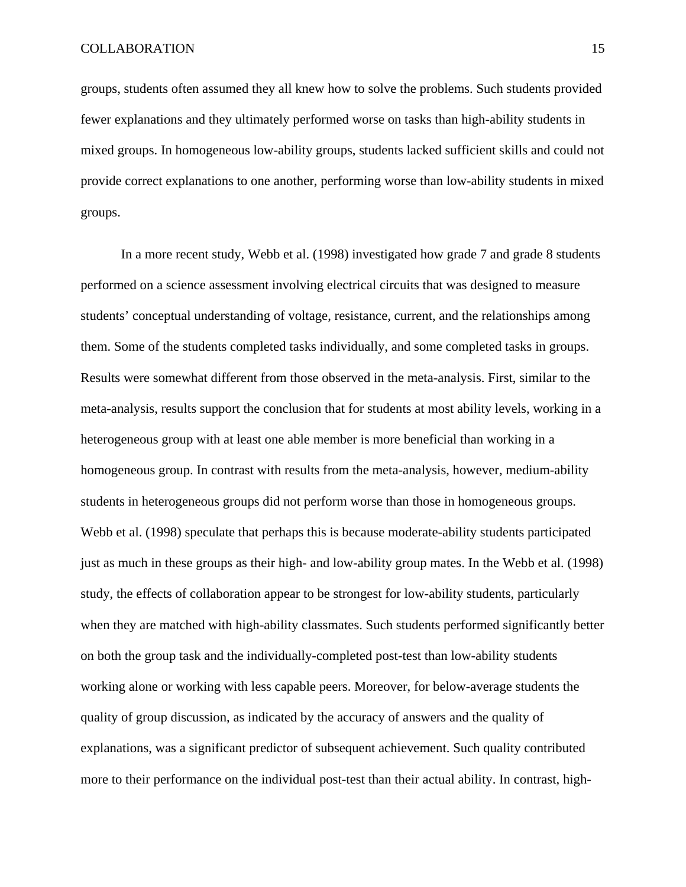groups, students often assumed they all knew how to solve the problems. Such students provided fewer explanations and they ultimately performed worse on tasks than high-ability students in mixed groups. In homogeneous low-ability groups, students lacked sufficient skills and could not provide correct explanations to one another, performing worse than low-ability students in mixed groups.

In a more recent study, Webb et al. (1998) investigated how grade 7 and grade 8 students performed on a science assessment involving electrical circuits that was designed to measure students' conceptual understanding of voltage, resistance, current, and the relationships among them. Some of the students completed tasks individually, and some completed tasks in groups. Results were somewhat different from those observed in the meta-analysis. First, similar to the meta-analysis, results support the conclusion that for students at most ability levels, working in a heterogeneous group with at least one able member is more beneficial than working in a homogeneous group. In contrast with results from the meta-analysis, however, medium-ability students in heterogeneous groups did not perform worse than those in homogeneous groups. Webb et al. (1998) speculate that perhaps this is because moderate-ability students participated just as much in these groups as their high- and low-ability group mates. In the Webb et al. (1998) study, the effects of collaboration appear to be strongest for low-ability students, particularly when they are matched with high-ability classmates. Such students performed significantly better on both the group task and the individually-completed post-test than low-ability students working alone or working with less capable peers. Moreover, for below-average students the quality of group discussion, as indicated by the accuracy of answers and the quality of explanations, was a significant predictor of subsequent achievement. Such quality contributed more to their performance on the individual post-test than their actual ability. In contrast, high-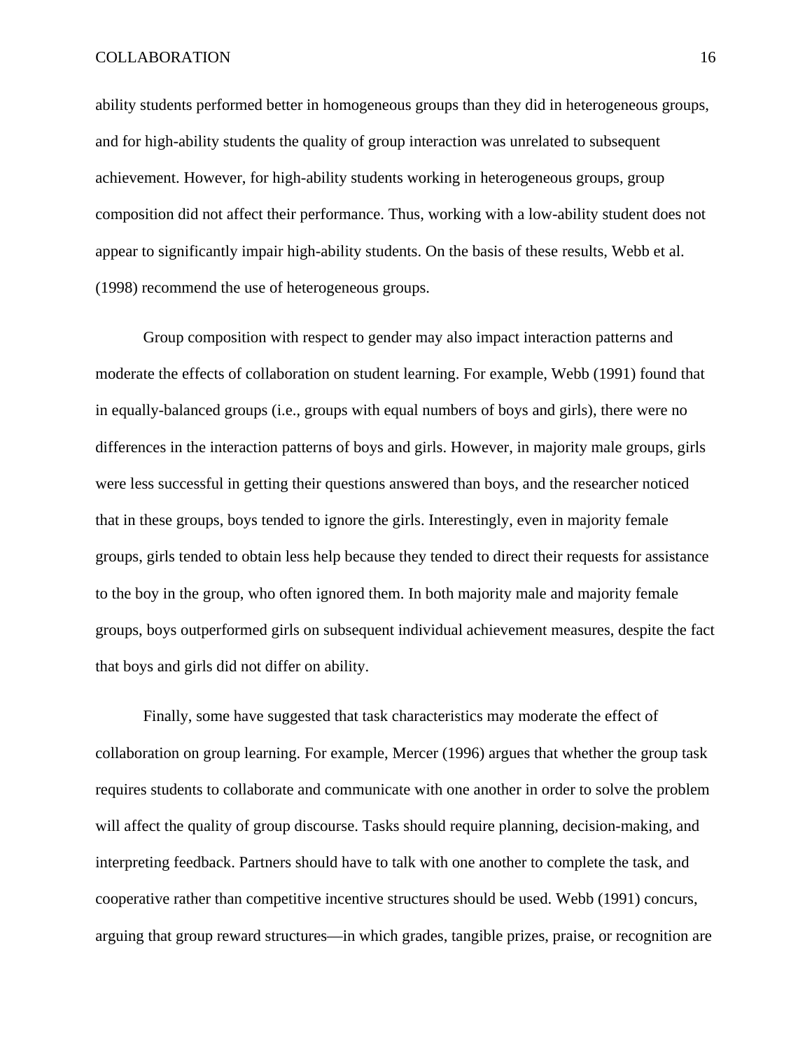ability students performed better in homogeneous groups than they did in heterogeneous groups, and for high-ability students the quality of group interaction was unrelated to subsequent achievement. However, for high-ability students working in heterogeneous groups, group composition did not affect their performance. Thus, working with a low-ability student does not appear to significantly impair high-ability students. On the basis of these results, Webb et al. (1998) recommend the use of heterogeneous groups.

Group composition with respect to gender may also impact interaction patterns and moderate the effects of collaboration on student learning. For example, Webb (1991) found that in equally-balanced groups (i.e., groups with equal numbers of boys and girls), there were no differences in the interaction patterns of boys and girls. However, in majority male groups, girls were less successful in getting their questions answered than boys, and the researcher noticed that in these groups, boys tended to ignore the girls. Interestingly, even in majority female groups, girls tended to obtain less help because they tended to direct their requests for assistance to the boy in the group, who often ignored them. In both majority male and majority female groups, boys outperformed girls on subsequent individual achievement measures, despite the fact that boys and girls did not differ on ability.

Finally, some have suggested that task characteristics may moderate the effect of collaboration on group learning. For example, Mercer (1996) argues that whether the group task requires students to collaborate and communicate with one another in order to solve the problem will affect the quality of group discourse. Tasks should require planning, decision-making, and interpreting feedback. Partners should have to talk with one another to complete the task, and cooperative rather than competitive incentive structures should be used. Webb (1991) concurs, arguing that group reward structures—in which grades, tangible prizes, praise, or recognition are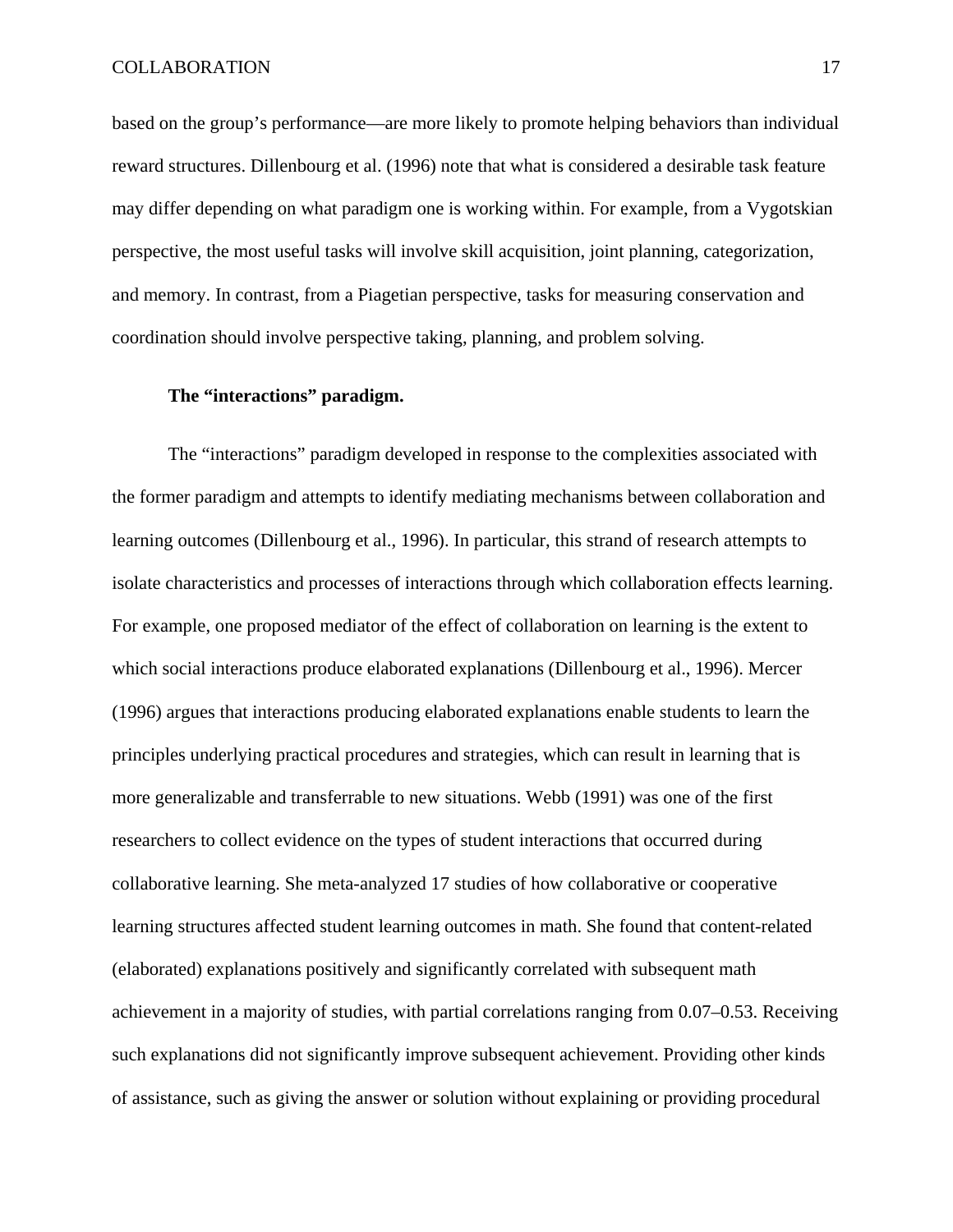based on the group's performance—are more likely to promote helping behaviors than individual reward structures. Dillenbourg et al. (1996) note that what is considered a desirable task feature may differ depending on what paradigm one is working within. For example, from a Vygotskian perspective, the most useful tasks will involve skill acquisition, joint planning, categorization, and memory. In contrast, from a Piagetian perspective, tasks for measuring conservation and coordination should involve perspective taking, planning, and problem solving.

#### The "interactions" paradigm.

The "interactions" paradigm developed in response to the complexities associated with the former paradigm and attempts to identify mediating mechanisms between collaboration and learning outcomes (Dillenbourg et al., 1996). In particular, this strand of research attempts to isolate characteristics and processes of interactions through which collaboration effects learning. For example, one proposed mediator of the effect of collaboration on learning is the extent to which social interactions produce elaborated explanations (Dillenbourg et al., 1996). Mercer (1996) argues that interactions producing elaborated explanations enable students to learn the principles underlying practical procedures and strategies, which can result in learning that is more generalizable and transferrable to new situations. Webb (1991) was one of the first researchers to collect evidence on the types of student interactions that occurred during collaborative learning. She meta-analyzed 17 studies of how collaborative or cooperative learning structures affected student learning outcomes in math. She found that content-related (elaborated) explanations positively and significantly correlated with subsequent math achievement in a majority of studies, with partial correlations ranging from 0.07–0.53. Receiving such explanations did not significantly improve subsequent achievement. Providing other kinds of assistance, such as giving the answer or solution without explaining or providing procedural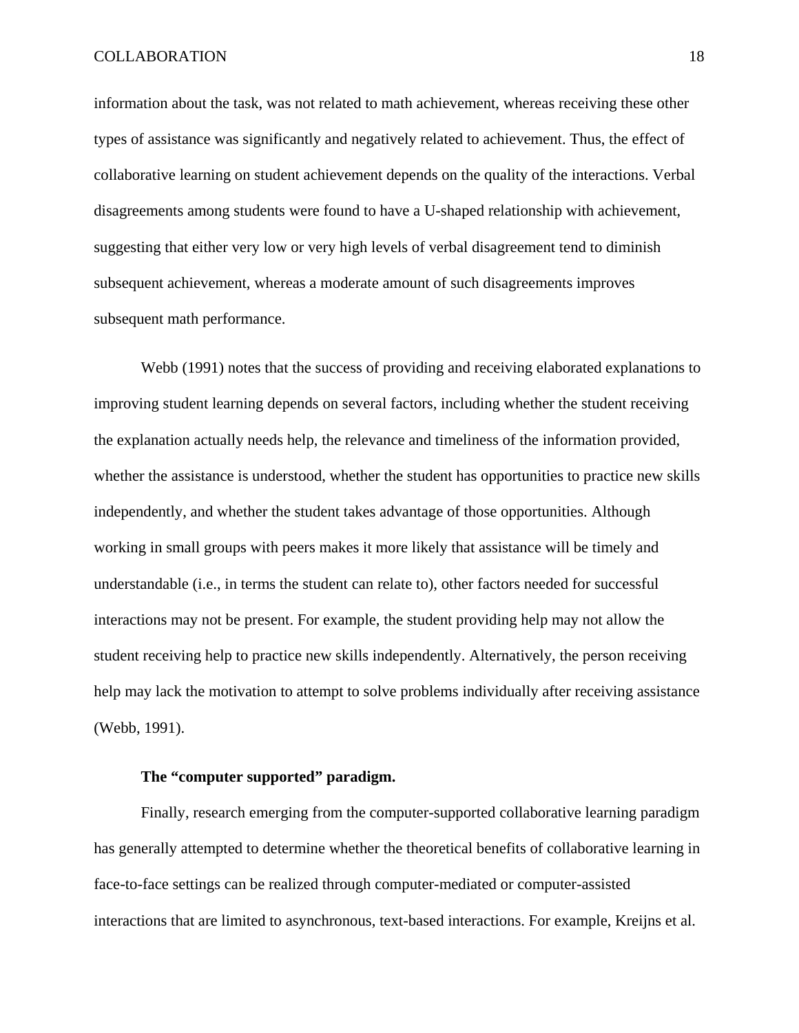information about the task, was not related to math achievement, whereas receiving these other types of assistance was significantly and negatively related to achievement. Thus, the effect of collaborative learning on student achievement depends on the quality of the interactions. Verbal disagreements among students were found to have a U-shaped relationship with achievement, suggesting that either very low or very high levels of verbal disagreement tend to diminish subsequent achievement, whereas a moderate amount of such disagreements improves subsequent math performance.

Webb (1991) notes that the success of providing and receiving elaborated explanations to improving student learning depends on several factors, including whether the student receiving the explanation actually needs help, the relevance and timeliness of the information provided, whether the assistance is understood, whether the student has opportunities to practice new skills independently, and whether the student takes advantage of those opportunities. Although working in small groups with peers makes it more likely that assistance will be timely and understandable (i.e., in terms the student can relate to), other factors needed for successful interactions may not be present. For example, the student providing help may not allow the student receiving help to practice new skills independently. Alternatively, the person receiving help may lack the motivation to attempt to solve problems individually after receiving assistance (Webb, 1991).

### The "computer supported" paradigm.

Finally, research emerging from the computer-supported collaborative learning paradigm has generally attempted to determine whether the theoretical benefits of collaborative learning in face-to-face settings can be realized through computer-mediated or computer-assisted interactions that are limited to asynchronous, text-based interactions. For example, Kreijns et al.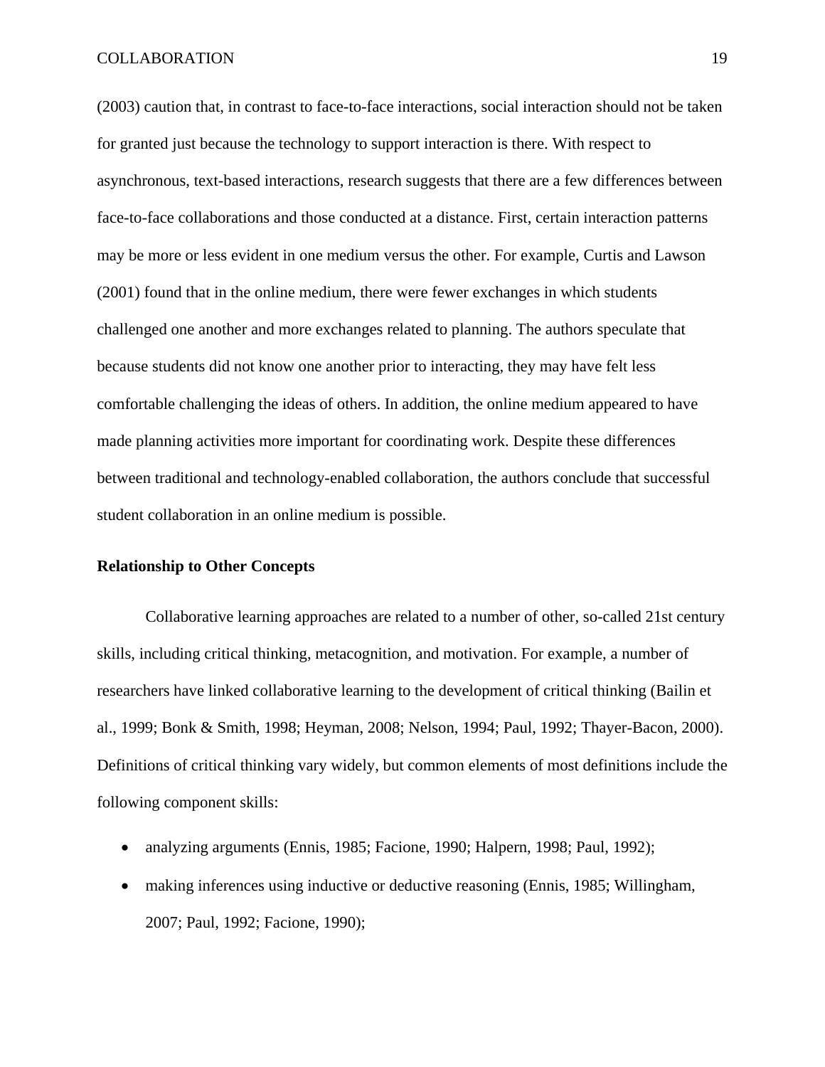(2003) caution that, in contrast to face-to-face interactions, social interaction should not be taken for granted just because the technology to support interaction is there. With respect to asynchronous, text-based interactions, research suggests that there are a few differences between face-to-face collaborations and those conducted at a distance. First, certain interaction patterns may be more or less evident in one medium versus the other. For example, Curtis and Lawson (2001) found that in the online medium, there were fewer exchanges in which students challenged one another and more exchanges related to planning. The authors speculate that because students did not know one another prior to interacting, they may have felt less comfortable challenging the ideas of others. In addition, the online medium appeared to have made planning activities more important for coordinating work. Despite these differences between traditional and technology-enabled collaboration, the authors conclude that successful student collaboration in an online medium is possible.

## Relationship to Other Concepts

Collaborative learning approaches are related to a number of other, so-called 21st century skills, including critical thinking, metacognition, and motivation. For example, a number of researchers have linked collaborative learning to the development of critical thinking (Bailin et al., 1999; Bonk & Smith, 1998; Heyman, 2008; Nelson, 1994; Paul, 1992; Thayer-Bacon, 2000). Definitions of critical thinking vary widely, but common elements of most definitions include the following component skills:

- analyzing arguments (Ennis, 1985; Facione, 1990; Halpern, 1998; Paul, 1992);
- making inferences using inductive or deductive reasoning (Ennis, 1985; Willingham, 2007; Paul, 1992; Facione, 1990);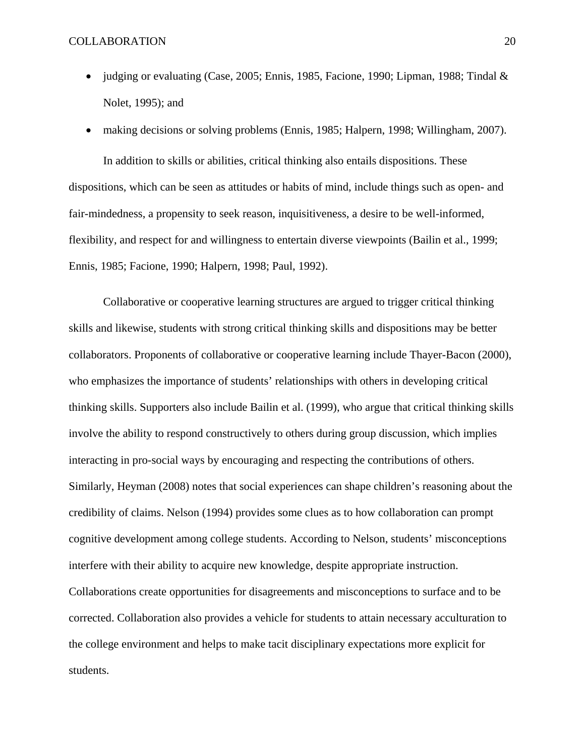- judging or evaluating (Case, 2005; Ennis, 1985, Facione, 1990; Lipman, 1988; Tindal & Nolet, 1995); and
- making decisions or solving problems (Ennis, 1985; Halpern, 1998; Willingham, 2007).

In addition to skills or abilities, critical thinking also entails dispositions. These dispositions, which can be seen as attitudes or habits of mind, include things such as open- and fair-mindedness, a propensity to seek reason, inquisitiveness, a desire to be well-informed, flexibility, and respect for and willingness to entertain diverse viewpoints (Bailin et al., 1999; Ennis, 1985; Facione, 1990; Halpern, 1998; Paul, 1992).

Collaborative or cooperative learning structures are argued to trigger critical thinking skills and likewise, students with strong critical thinking skills and dispositions may be better collaborators. Proponents of collaborative or cooperative learning include Thayer-Bacon (2000), who emphasizes the importance of students' relationships with others in developing critical thinking skills. Supporters also include Bailin et al. (1999), who argue that critical thinking skills involve the ability to respond constructively to others during group discussion, which implies interacting in pro-social ways by encouraging and respecting the contributions of others. Similarly, Heyman (2008) notes that social experiences can shape children's reasoning about the credibility of claims. Nelson (1994) provides some clues as to how collaboration can prompt cognitive development among college students. According to Nelson, students' misconceptions interfere with their ability to acquire new knowledge, despite appropriate instruction. Collaborations create opportunities for disagreements and misconceptions to surface and to be corrected. Collaboration also provides a vehicle for students to attain necessary acculturation to the college environment and helps to make tacit disciplinary expectations more explicit for students.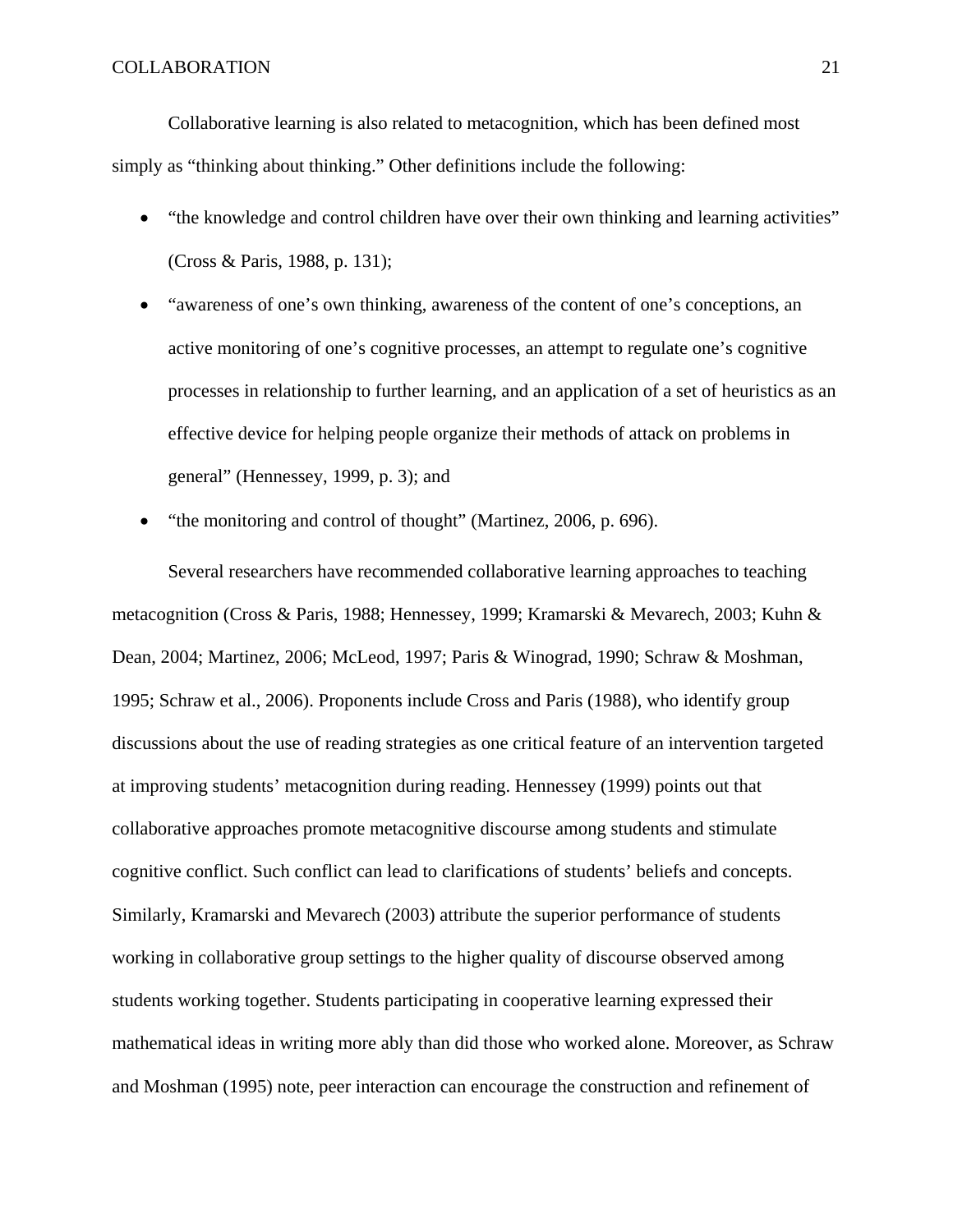Collaborative learning is also related to metacognition, which has been defined most simply as "thinking about thinking." Other definitions include the following:

- "the knowledge and control children have over their own thinking and learning activities" (Cross & Paris, 1988, p. 131);
- "awareness of one's own thinking, awareness of the content of one's conceptions, an active monitoring of one's cognitive processes, an attempt to regulate one's cognitive processes in relationship to further learning, and an application of a set of heuristics as an effective device for helping people organize their methods of attack on problems in general" (Hennessey, 1999, p. 3); and
- "the monitoring and control of thought" (Martinez, 2006, p. 696).

Several researchers have recommended collaborative learning approaches to teaching metacognition (Cross & Paris, 1988; Hennessey, 1999; Kramarski & Mevarech, 2003; Kuhn & Dean, 2004; Martinez, 2006; McLeod, 1997; Paris & Winograd, 1990; Schraw & Moshman, 1995; Schraw et al., 2006). Proponents include Cross and Paris (1988), who identify group discussions about the use of reading strategies as one critical feature of an intervention targeted at improving students' metacognition during reading. Hennessey (1999) points out that collaborative approaches promote metacognitive discourse among students and stimulate cognitive conflict. Such conflict can lead to clarifications of students' beliefs and concepts. Similarly, Kramarski and Mevarech (2003) attribute the superior performance of students working in collaborative group settings to the higher quality of discourse observed among students working together. Students participating in cooperative learning expressed their mathematical ideas in writing more ably than did those who worked alone. Moreover, as Schraw and Moshman (1995) note, peer interaction can encourage the construction and refinement of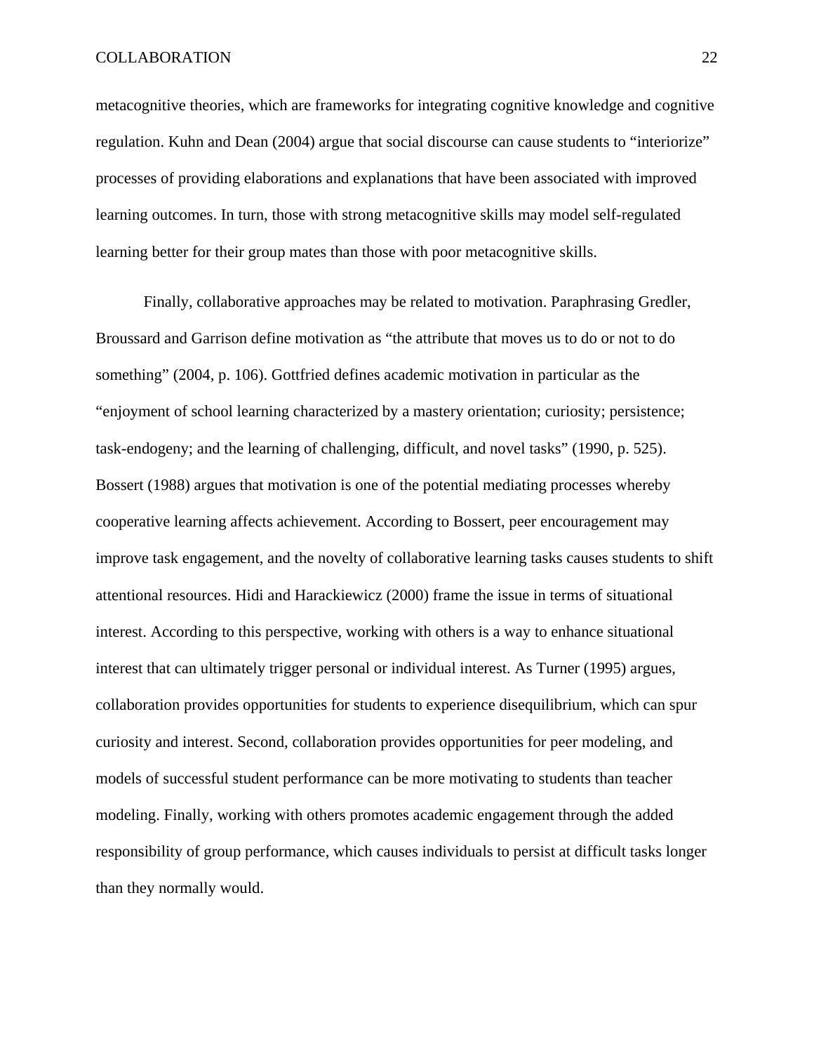metacognitive theories, which are frameworks for integrating cognitive knowledge and cognitive regulation. Kuhn and Dean (2004) argue that social discourse can cause students to "interiorize" processes of providing elaborations and explanations that have been associated with improved learning outcomes. In turn, those with strong metacognitive skills may model self-regulated learning better for their group mates than those with poor metacognitive skills.

Finally, collaborative approaches may be related to motivation. Paraphrasing Gredler, Broussard and Garrison define motivation as "the attribute that moves us to do or not to do something" (2004, p. 106). Gottfried defines academic motivation in particular as the "enjoyment of school learning characterized by a mastery orientation; curiosity; persistence; task-endogeny; and the learning of challenging, difficult, and novel tasks" (1990, p. 525). Bossert (1988) argues that motivation is one of the potential mediating processes whereby cooperative learning affects achievement. According to Bossert, peer encouragement may improve task engagement, and the novelty of collaborative learning tasks causes students to shift attentional resources. Hidi and Harackiewicz (2000) frame the issue in terms of situational interest. According to this perspective, working with others is a way to enhance situational interest that can ultimately trigger personal or individual interest. As Turner (1995) argues, collaboration provides opportunities for students to experience disequilibrium, which can spur curiosity and interest. Second, collaboration provides opportunities for peer modeling, and models of successful student performance can be more motivating to students than teacher modeling. Finally, working with others promotes academic engagement through the added responsibility of group performance, which causes individuals to persist at difficult tasks longer than they normally would.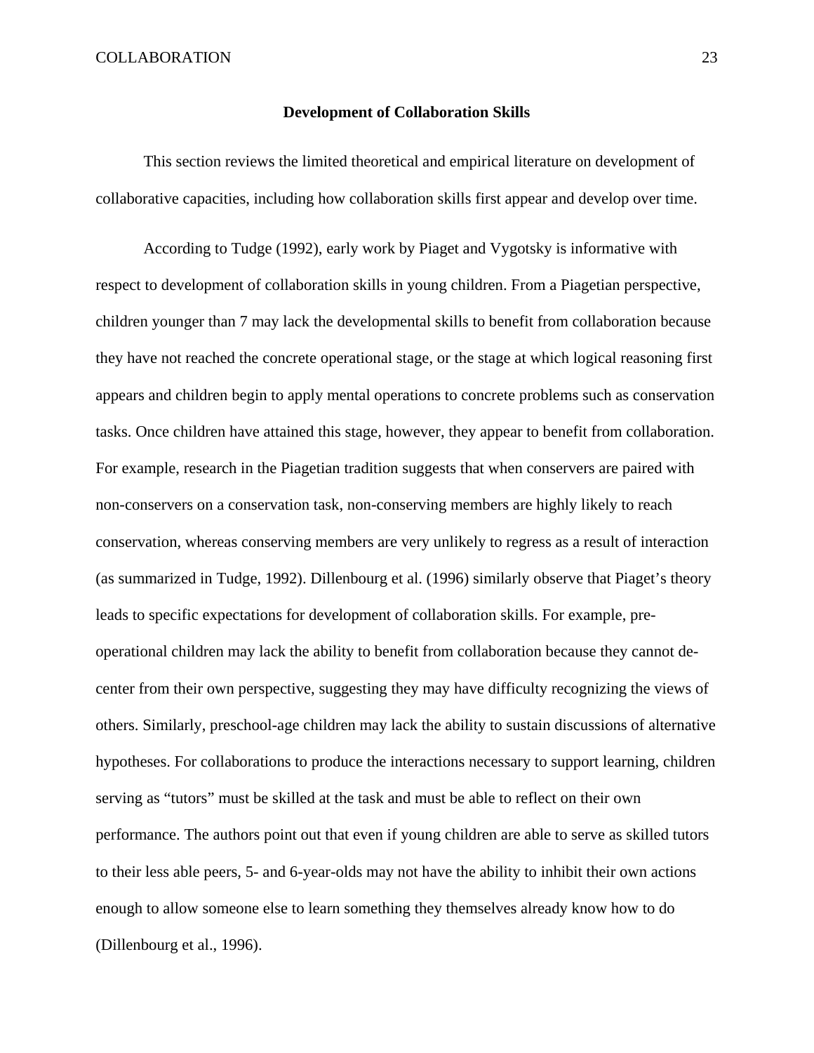## Development of Collaboration Skills

This section reviews the limited theoretical and empirical literature on development of collaborative capacities, including how collaboration skills first appear and develop over time.

According to Tudge (1992), early work by Piaget and Vygotsky is informative with respect to development of collaboration skills in young children. From a Piagetian perspective, children younger than 7 may lack the developmental skills to benefit from collaboration because they have not reached the concrete operational stage, or the stage at which logical reasoning first appears and children begin to apply mental operations to concrete problems such as conservation tasks. Once children have attained this stage, however, they appear to benefit from collaboration. For example, research in the Piagetian tradition suggests that when conservers are paired with non-conservers on a conservation task, non-conserving members are highly likely to reach conservation, whereas conserving members are very unlikely to regress as a result of interaction (as summarized in Tudge, 1992). Dillenbourg et al. (1996) similarly observe that Piaget's theory leads to specific expectations for development of collaboration skills. For example, pre-operational children may lack the ability to benefit from collaboration because they cannot de-center from their own perspective, suggesting they may have difficulty recognizing the views of others. Similarly, preschool-age children may lack the ability to sustain discussions of alternative hypotheses. For collaborations to produce the interactions necessary to support learning, children serving as "tutors" must be skilled at the task and must be able to reflect on their own performance. The authors point out that even if young children are able to serve as skilled tutors to their less able peers, 5- and 6-year-olds may not have the ability to inhibit their own actions enough to allow someone else to learn something they themselves already know how to do (Dillenbourg et al., 1996).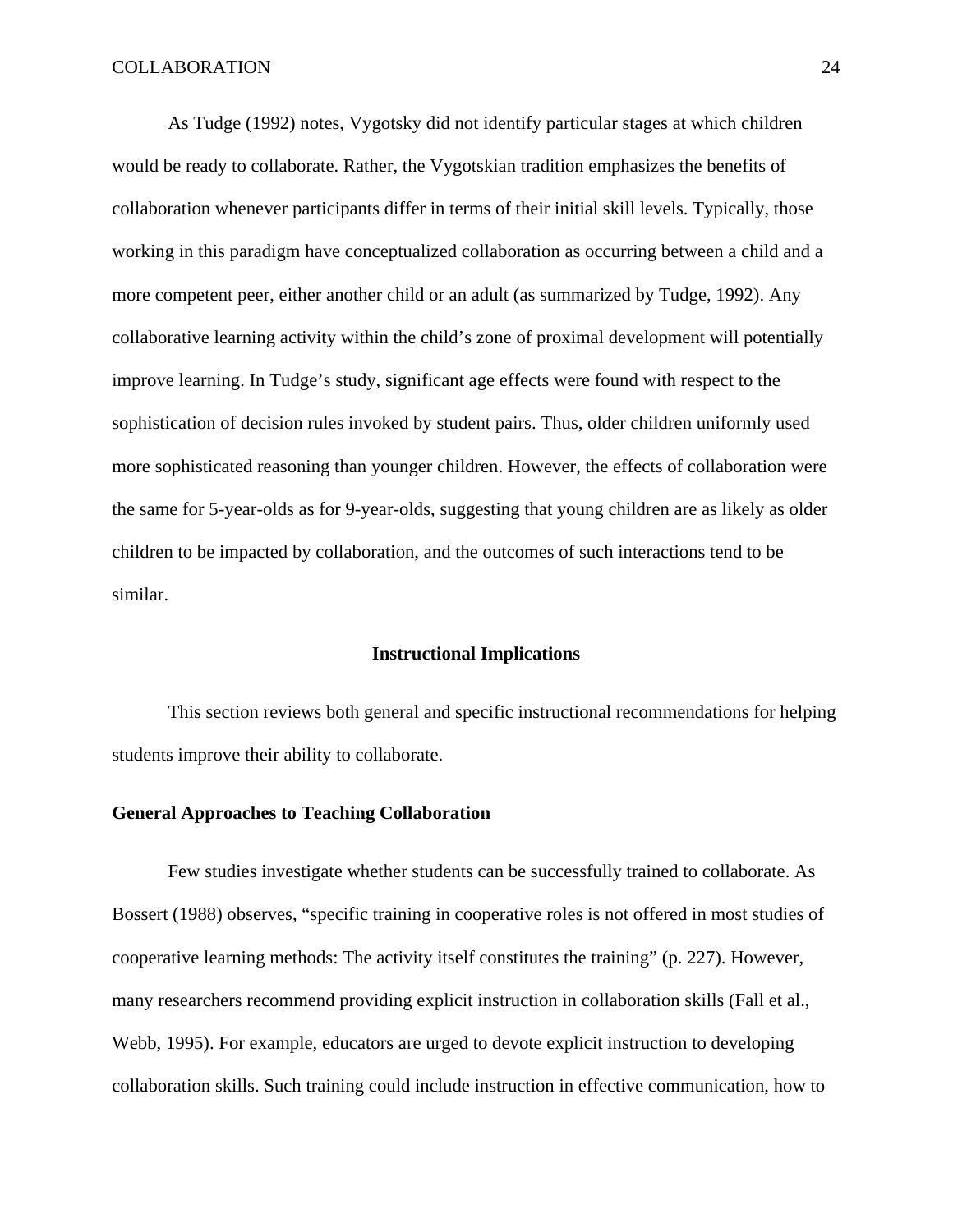As Tudge (1992) notes, Vygotsky did not identify particular stages at which children would be ready to collaborate. Rather, the Vygotskian tradition emphasizes the benefits of collaboration whenever participants differ in terms of their initial skill levels. Typically, those working in this paradigm have conceptualized collaboration as occurring between a child and a more competent peer, either another child or an adult (as summarized by Tudge, 1992). Any collaborative learning activity within the child's zone of proximal development will potentially improve learning. In Tudge's study, significant age effects were found with respect to the sophistication of decision rules invoked by student pairs. Thus, older children uniformly used more sophisticated reasoning than younger children. However, the effects of collaboration were the same for 5-year-olds as for 9-year-olds, suggesting that young children are as likely as older children to be impacted by collaboration, and the outcomes of such interactions tend to be similar.

## Instructional Implications

This section reviews both general and specific instructional recommendations for helping students improve their ability to collaborate.

### General Approaches to Teaching Collaboration

Few studies investigate whether students can be successfully trained to collaborate. As Bossert (1988) observes, "specific training in cooperative roles is not offered in most studies of cooperative learning methods: The activity itself constitutes the training" (p. 227). However, many researchers recommend providing explicit instruction in collaboration skills (Fall et al., Webb, 1995). For example, educators are urged to devote explicit instruction to developing collaboration skills. Such training could include instruction in effective communication, how to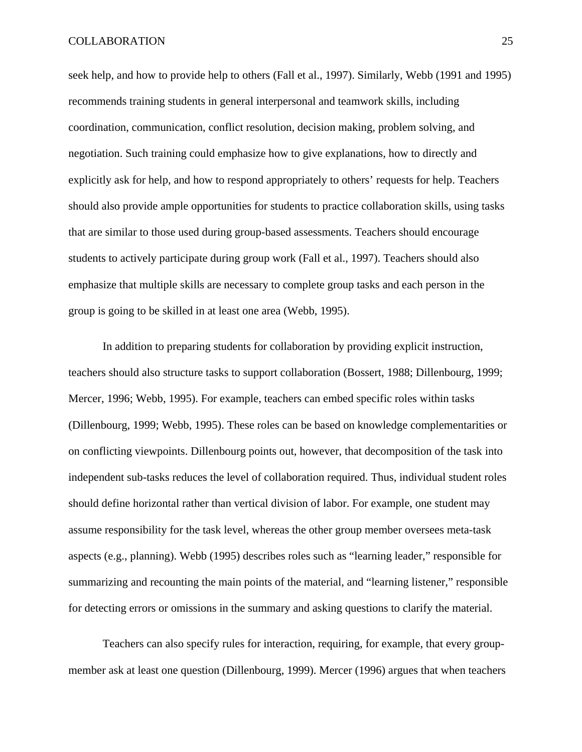seek help, and how to provide help to others (Fall et al., 1997). Similarly, Webb (1991 and 1995) recommends training students in general interpersonal and teamwork skills, including coordination, communication, conflict resolution, decision making, problem solving, and negotiation. Such training could emphasize how to give explanations, how to directly and explicitly ask for help, and how to respond appropriately to others' requests for help. Teachers should also provide ample opportunities for students to practice collaboration skills, using tasks that are similar to those used during group-based assessments. Teachers should encourage students to actively participate during group work (Fall et al., 1997). Teachers should also emphasize that multiple skills are necessary to complete group tasks and each person in the group is going to be skilled in at least one area (Webb, 1995).

In addition to preparing students for collaboration by providing explicit instruction, teachers should also structure tasks to support collaboration (Bossert, 1988; Dillenbourg, 1999; Mercer, 1996; Webb, 1995). For example, teachers can embed specific roles within tasks (Dillenbourg, 1999; Webb, 1995). These roles can be based on knowledge complementarities or on conflicting viewpoints. Dillenbourg points out, however, that decomposition of the task into independent sub-tasks reduces the level of collaboration required. Thus, individual student roles should define horizontal rather than vertical division of labor. For example, one student may assume responsibility for the task level, whereas the other group member oversees meta-task aspects (e.g., planning). Webb (1995) describes roles such as "learning leader," responsible for summarizing and recounting the main points of the material, and "learning listener," responsible for detecting errors or omissions in the summary and asking questions to clarify the material.

Teachers can also specify rules for interaction, requiring, for example, that every group-member ask at least one question (Dillenbourg, 1999). Mercer (1996) argues that when teachers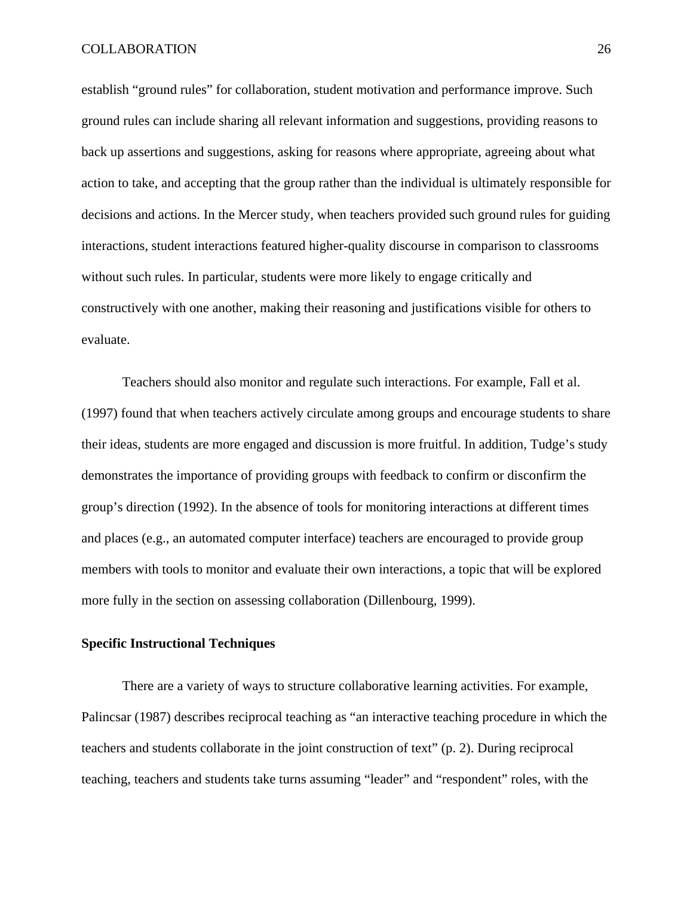establish “ground rules” for collaboration, student motivation and performance improve. Such ground rules can include sharing all relevant information and suggestions, providing reasons to back up assertions and suggestions, asking for reasons where appropriate, agreeing about what action to take, and accepting that the group rather than the individual is ultimately responsible for decisions and actions. In the Mercer study, when teachers provided such ground rules for guiding interactions, student interactions featured higher-quality discourse in comparison to classrooms without such rules. In particular, students were more likely to engage critically and constructively with one another, making their reasoning and justifications visible for others to evaluate.

Teachers should also monitor and regulate such interactions. For example, Fall et al. (1997) found that when teachers actively circulate among groups and encourage students to share their ideas, students are more engaged and discussion is more fruitful. In addition, Tudge’s study demonstrates the importance of providing groups with feedback to confirm or disconfirm the group’s direction (1992). In the absence of tools for monitoring interactions at different times and places (e.g., an automated computer interface) teachers are encouraged to provide group members with tools to monitor and evaluate their own interactions, a topic that will be explored more fully in the section on assessing collaboration (Dillenbourg, 1999).

**Specific Instructional Techniques**

There are a variety of ways to structure collaborative learning activities. For example, Palincsar (1987) describes reciprocal teaching as “an interactive teaching procedure in which the teachers and students collaborate in the joint construction of text” (p. 2). During reciprocal teaching, teachers and students take turns assuming “leader” and “respondent” roles, with the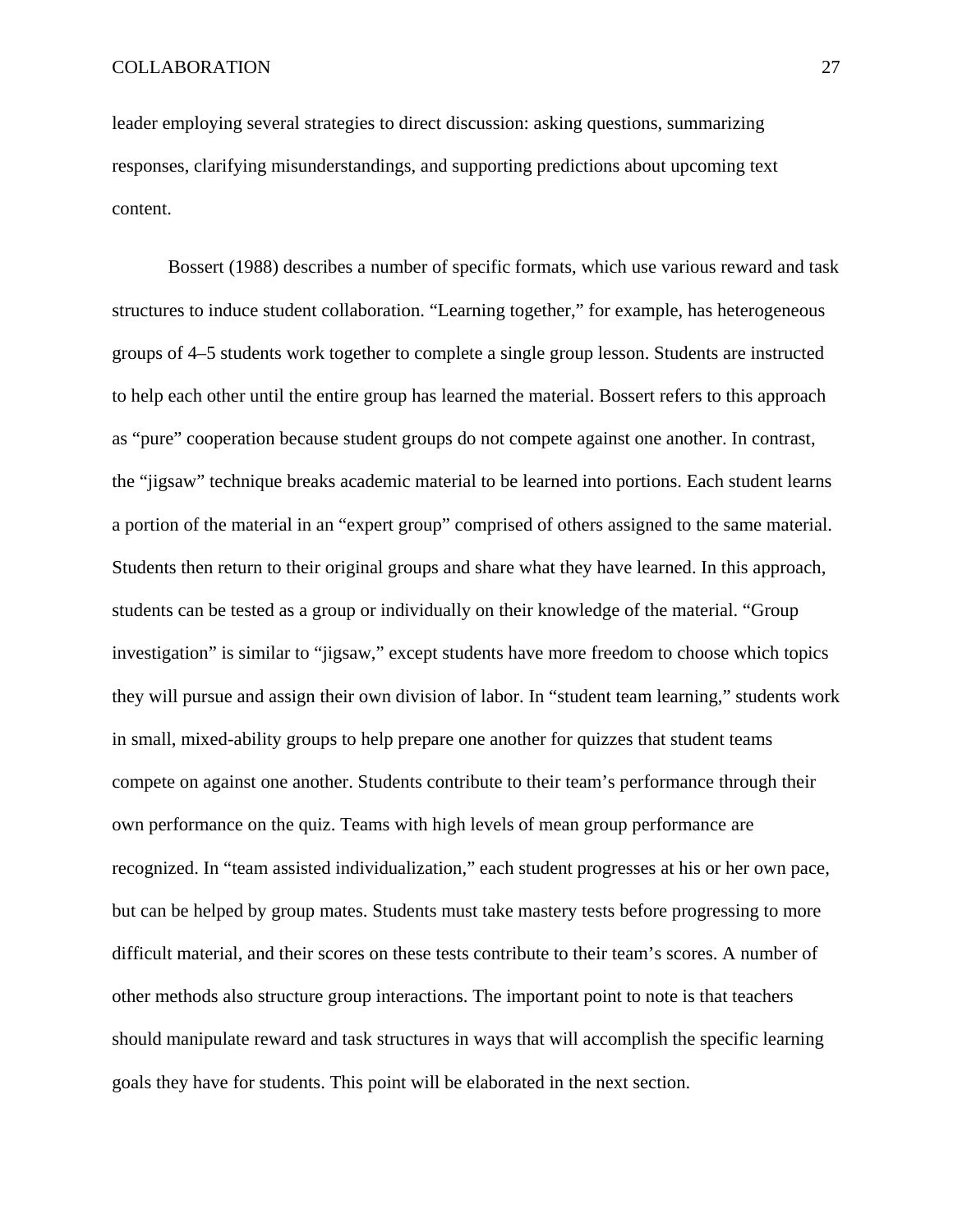leader employing several strategies to direct discussion: asking questions, summarizing responses, clarifying misunderstandings, and supporting predictions about upcoming text content.

Bossert (1988) describes a number of specific formats, which use various reward and task structures to induce student collaboration. “Learning together,” for example, has heterogeneous groups of 4–5 students work together to complete a single group lesson. Students are instructed to help each other until the entire group has learned the material. Bossert refers to this approach as “pure” cooperation because student groups do not compete against one another. In contrast, the “jigsaw” technique breaks academic material to be learned into portions. Each student learns a portion of the material in an “expert group” comprised of others assigned to the same material. Students then return to their original groups and share what they have learned. In this approach, students can be tested as a group or individually on their knowledge of the material. “Group investigation” is similar to “jigsaw,” except students have more freedom to choose which topics they will pursue and assign their own division of labor. In “student team learning,” students work in small, mixed-ability groups to help prepare one another for quizzes that student teams compete on against one another. Students contribute to their team’s performance through their own performance on the quiz. Teams with high levels of mean group performance are recognized. In “team assisted individualization,” each student progresses at his or her own pace, but can be helped by group mates. Students must take mastery tests before progressing to more difficult material, and their scores on these tests contribute to their team’s scores. A number of other methods also structure group interactions. The important point to note is that teachers should manipulate reward and task structures in ways that will accomplish the specific learning goals they have for students. This point will be elaborated in the next section.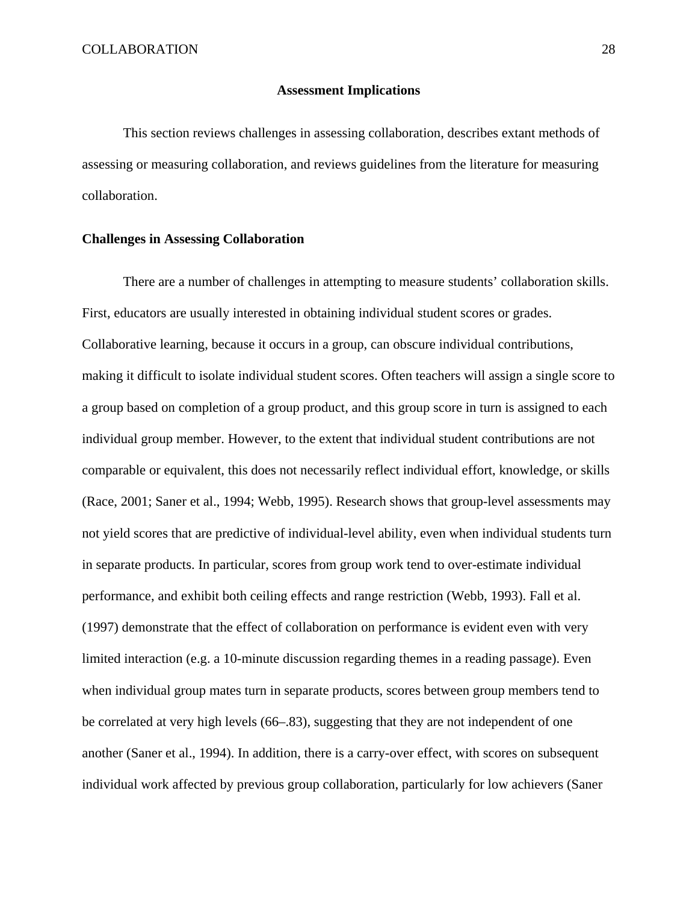## Assessment Implications

This section reviews challenges in assessing collaboration, describes extant methods of assessing or measuring collaboration, and reviews guidelines from the literature for measuring collaboration.

### Challenges in Assessing Collaboration

There are a number of challenges in attempting to measure students' collaboration skills. First, educators are usually interested in obtaining individual student scores or grades. Collaborative learning, because it occurs in a group, can obscure individual contributions, making it difficult to isolate individual student scores. Often teachers will assign a single score to a group based on completion of a group product, and this group score in turn is assigned to each individual group member. However, to the extent that individual student contributions are not comparable or equivalent, this does not necessarily reflect individual effort, knowledge, or skills (Race, 2001; Saner et al., 1994; Webb, 1995). Research shows that group-level assessments may not yield scores that are predictive of individual-level ability, even when individual students turn in separate products. In particular, scores from group work tend to over-estimate individual performance, and exhibit both ceiling effects and range restriction (Webb, 1993). Fall et al. (1997) demonstrate that the effect of collaboration on performance is evident even with very limited interaction (e.g. a 10-minute discussion regarding themes in a reading passage). Even when individual group mates turn in separate products, scores between group members tend to be correlated at very high levels (66–.83), suggesting that they are not independent of one another (Saner et al., 1994). In addition, there is a carry-over effect, with scores on subsequent individual work affected by previous group collaboration, particularly for low achievers (Saner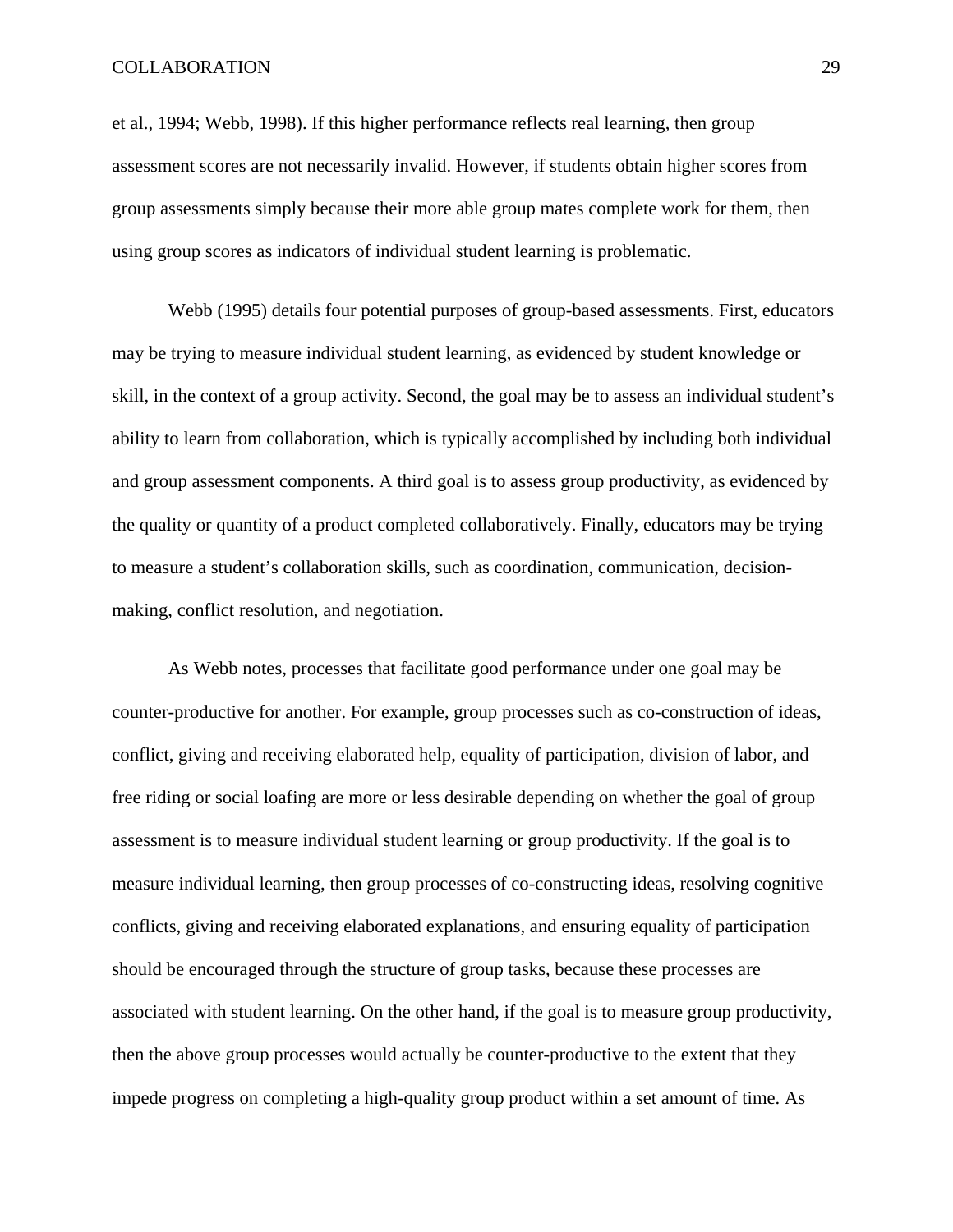et al., 1994; Webb, 1998). If this higher performance reflects real learning, then group assessment scores are not necessarily invalid. However, if students obtain higher scores from group assessments simply because their more able group mates complete work for them, then using group scores as indicators of individual student learning is problematic.

Webb (1995) details four potential purposes of group-based assessments. First, educators may be trying to measure individual student learning, as evidenced by student knowledge or skill, in the context of a group activity. Second, the goal may be to assess an individual student's ability to learn from collaboration, which is typically accomplished by including both individual and group assessment components. A third goal is to assess group productivity, as evidenced by the quality or quantity of a product completed collaboratively. Finally, educators may be trying to measure a student's collaboration skills, such as coordination, communication, decision-making, conflict resolution, and negotiation.

As Webb notes, processes that facilitate good performance under one goal may be counter-productive for another. For example, group processes such as co-construction of ideas, conflict, giving and receiving elaborated help, equality of participation, division of labor, and free riding or social loafing are more or less desirable depending on whether the goal of group assessment is to measure individual student learning or group productivity. If the goal is to measure individual learning, then group processes of co-constructing ideas, resolving cognitive conflicts, giving and receiving elaborated explanations, and ensuring equality of participation should be encouraged through the structure of group tasks, because these processes are associated with student learning. On the other hand, if the goal is to measure group productivity, then the above group processes would actually be counter-productive to the extent that they impede progress on completing a high-quality group product within a set amount of time. As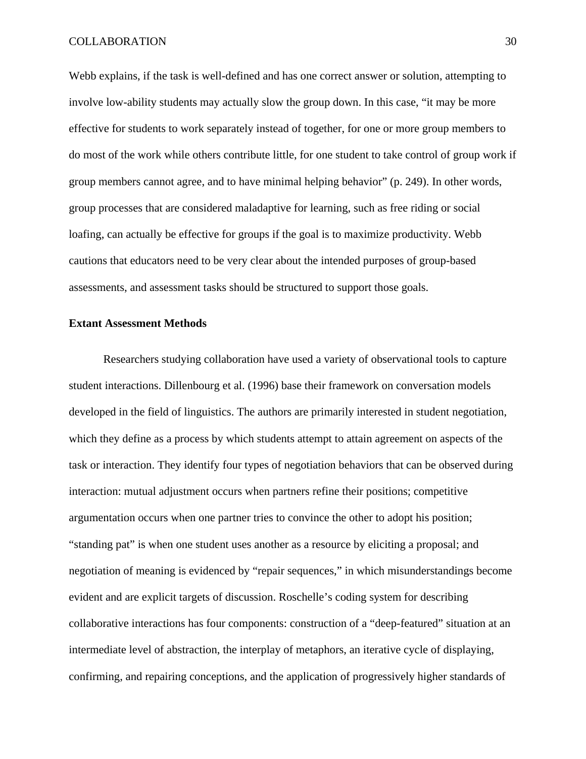Webb explains, if the task is well-defined and has one correct answer or solution, attempting to involve low-ability students may actually slow the group down. In this case, "it may be more effective for students to work separately instead of together, for one or more group members to do most of the work while others contribute little, for one student to take control of group work if group members cannot agree, and to have minimal helping behavior" (p. 249). In other words, group processes that are considered maladaptive for learning, such as free riding or social loafing, can actually be effective for groups if the goal is to maximize productivity. Webb cautions that educators need to be very clear about the intended purposes of group-based assessments, and assessment tasks should be structured to support those goals.

**Extant Assessment Methods**

Researchers studying collaboration have used a variety of observational tools to capture student interactions. Dillenbourg et al. (1996) base their framework on conversation models developed in the field of linguistics. The authors are primarily interested in student negotiation, which they define as a process by which students attempt to attain agreement on aspects of the task or interaction. They identify four types of negotiation behaviors that can be observed during interaction: mutual adjustment occurs when partners refine their positions; competitive argumentation occurs when one partner tries to convince the other to adopt his position; "standing pat" is when one student uses another as a resource by eliciting a proposal; and negotiation of meaning is evidenced by "repair sequences," in which misunderstandings become evident and are explicit targets of discussion. Roschelle's coding system for describing collaborative interactions has four components: construction of a "deep-featured" situation at an intermediate level of abstraction, the interplay of metaphors, an iterative cycle of displaying, confirming, and repairing conceptions, and the application of progressively higher standards of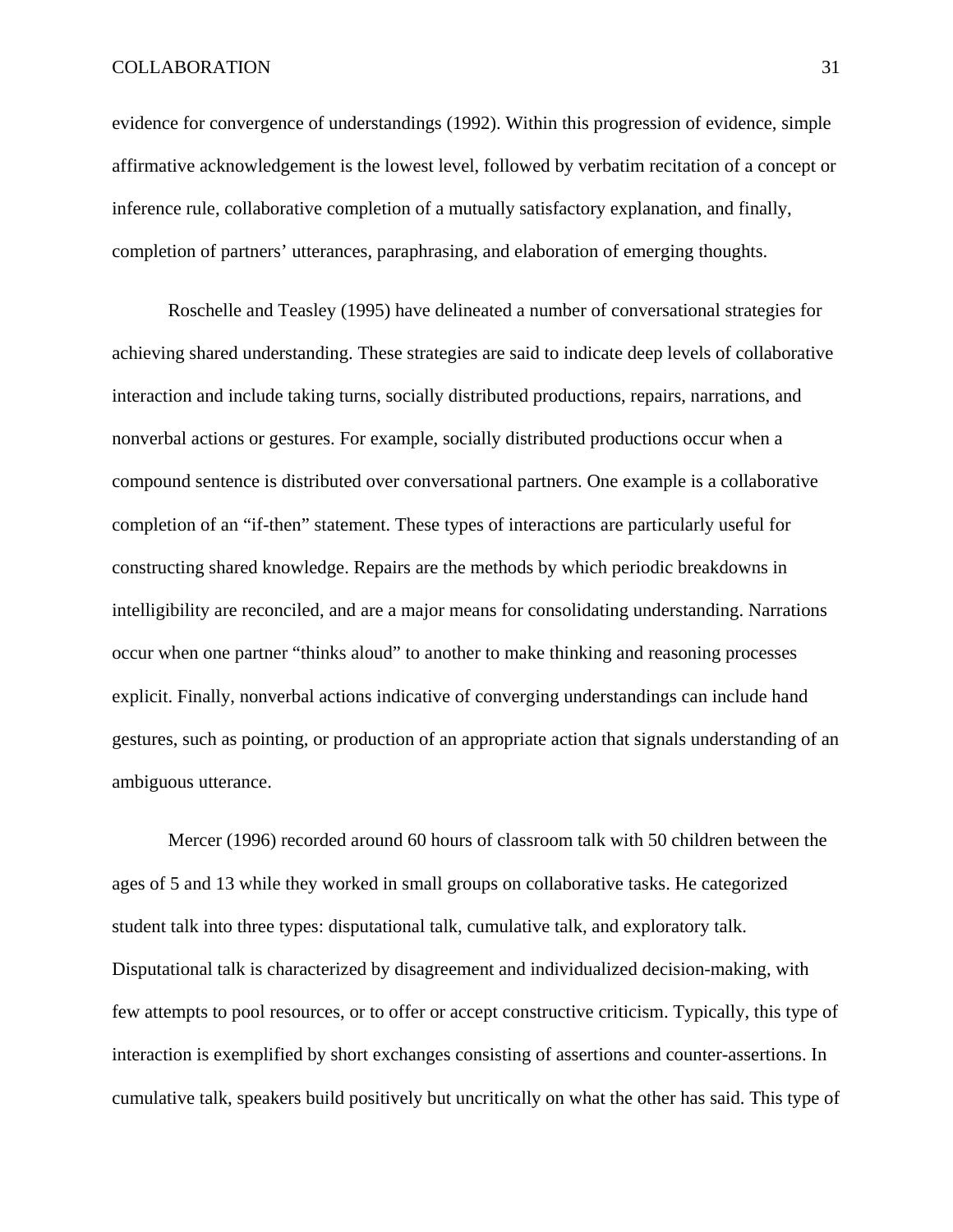evidence for convergence of understandings (1992). Within this progression of evidence, simple affirmative acknowledgement is the lowest level, followed by verbatim recitation of a concept or inference rule, collaborative completion of a mutually satisfactory explanation, and finally, completion of partners' utterances, paraphrasing, and elaboration of emerging thoughts.

Roschelle and Teasley (1995) have delineated a number of conversational strategies for achieving shared understanding. These strategies are said to indicate deep levels of collaborative interaction and include taking turns, socially distributed productions, repairs, narrations, and nonverbal actions or gestures. For example, socially distributed productions occur when a compound sentence is distributed over conversational partners. One example is a collaborative completion of an "if-then" statement. These types of interactions are particularly useful for constructing shared knowledge. Repairs are the methods by which periodic breakdowns in intelligibility are reconciled, and are a major means for consolidating understanding. Narrations occur when one partner "thinks aloud" to another to make thinking and reasoning processes explicit. Finally, nonverbal actions indicative of converging understandings can include hand gestures, such as pointing, or production of an appropriate action that signals understanding of an ambiguous utterance.

Mercer (1996) recorded around 60 hours of classroom talk with 50 children between the ages of 5 and 13 while they worked in small groups on collaborative tasks. He categorized student talk into three types: disputational talk, cumulative talk, and exploratory talk. Disputational talk is characterized by disagreement and individualized decision-making, with few attempts to pool resources, or to offer or accept constructive criticism. Typically, this type of interaction is exemplified by short exchanges consisting of assertions and counter-assertions. In cumulative talk, speakers build positively but uncritically on what the other has said. This type of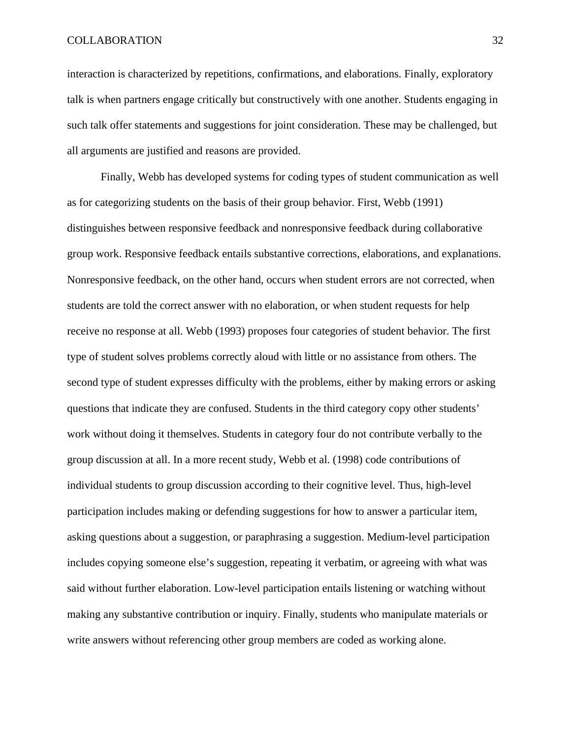interaction is characterized by repetitions, confirmations, and elaborations. Finally, exploratory talk is when partners engage critically but constructively with one another. Students engaging in such talk offer statements and suggestions for joint consideration. These may be challenged, but all arguments are justified and reasons are provided.

Finally, Webb has developed systems for coding types of student communication as well as for categorizing students on the basis of their group behavior. First, Webb (1991) distinguishes between responsive feedback and nonresponsive feedback during collaborative group work. Responsive feedback entails substantive corrections, elaborations, and explanations. Nonresponsive feedback, on the other hand, occurs when student errors are not corrected, when students are told the correct answer with no elaboration, or when student requests for help receive no response at all. Webb (1993) proposes four categories of student behavior. The first type of student solves problems correctly aloud with little or no assistance from others. The second type of student expresses difficulty with the problems, either by making errors or asking questions that indicate they are confused. Students in the third category copy other students' work without doing it themselves. Students in category four do not contribute verbally to the group discussion at all. In a more recent study, Webb et al. (1998) code contributions of individual students to group discussion according to their cognitive level. Thus, high-level participation includes making or defending suggestions for how to answer a particular item, asking questions about a suggestion, or paraphrasing a suggestion. Medium-level participation includes copying someone else's suggestion, repeating it verbatim, or agreeing with what was said without further elaboration. Low-level participation entails listening or watching without making any substantive contribution or inquiry. Finally, students who manipulate materials or write answers without referencing other group members are coded as working alone.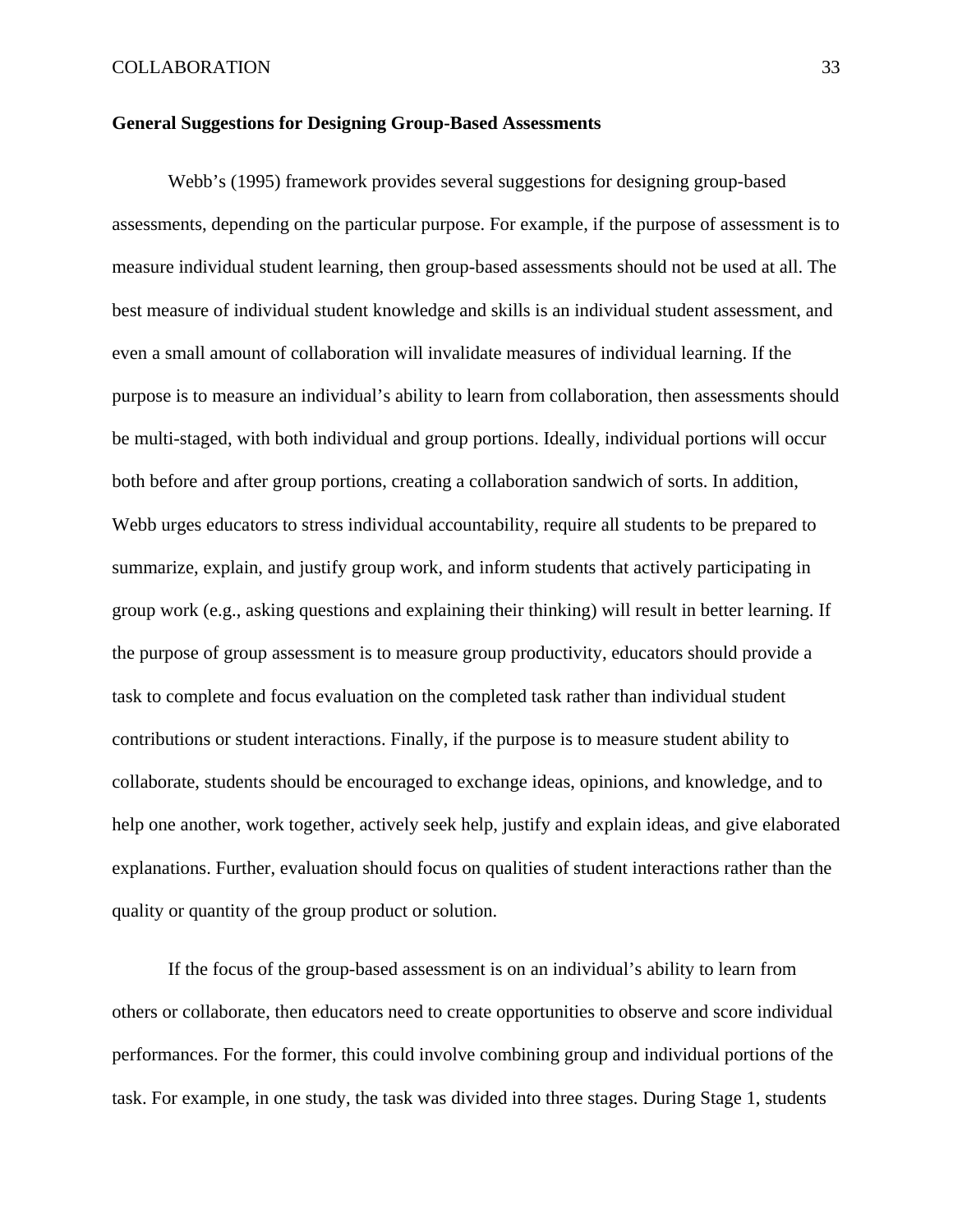**General Suggestions for Designing Group-Based Assessments**

Webb's (1995) framework provides several suggestions for designing group-based assessments, depending on the particular purpose. For example, if the purpose of assessment is to measure individual student learning, then group-based assessments should not be used at all. The best measure of individual student knowledge and skills is an individual student assessment, and even a small amount of collaboration will invalidate measures of individual learning. If the purpose is to measure an individual's ability to learn from collaboration, then assessments should be multi-staged, with both individual and group portions. Ideally, individual portions will occur both before and after group portions, creating a collaboration sandwich of sorts. In addition, Webb urges educators to stress individual accountability, require all students to be prepared to summarize, explain, and justify group work, and inform students that actively participating in group work (e.g., asking questions and explaining their thinking) will result in better learning. If the purpose of group assessment is to measure group productivity, educators should provide a task to complete and focus evaluation on the completed task rather than individual student contributions or student interactions. Finally, if the purpose is to measure student ability to collaborate, students should be encouraged to exchange ideas, opinions, and knowledge, and to help one another, work together, actively seek help, justify and explain ideas, and give elaborated explanations. Further, evaluation should focus on qualities of student interactions rather than the quality or quantity of the group product or solution.

If the focus of the group-based assessment is on an individual's ability to learn from others or collaborate, then educators need to create opportunities to observe and score individual performances. For the former, this could involve combining group and individual portions of the task. For example, in one study, the task was divided into three stages. During Stage 1, students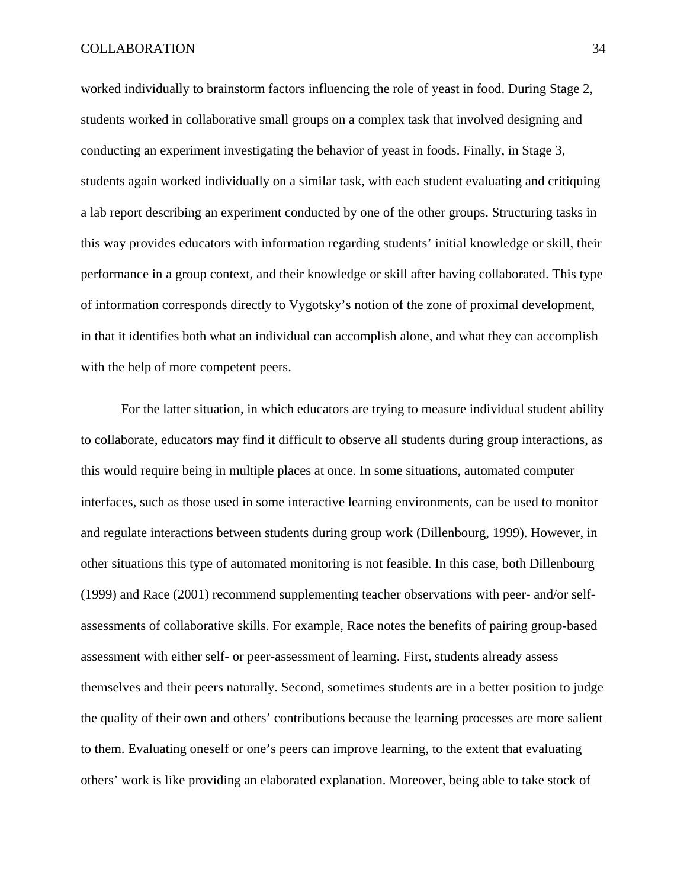worked individually to brainstorm factors influencing the role of yeast in food. During Stage 2, students worked in collaborative small groups on a complex task that involved designing and conducting an experiment investigating the behavior of yeast in foods. Finally, in Stage 3, students again worked individually on a similar task, with each student evaluating and critiquing a lab report describing an experiment conducted by one of the other groups. Structuring tasks in this way provides educators with information regarding students' initial knowledge or skill, their performance in a group context, and their knowledge or skill after having collaborated. This type of information corresponds directly to Vygotsky's notion of the zone of proximal development, in that it identifies both what an individual can accomplish alone, and what they can accomplish with the help of more competent peers.

For the latter situation, in which educators are trying to measure individual student ability to collaborate, educators may find it difficult to observe all students during group interactions, as this would require being in multiple places at once. In some situations, automated computer interfaces, such as those used in some interactive learning environments, can be used to monitor and regulate interactions between students during group work (Dillenbourg, 1999). However, in other situations this type of automated monitoring is not feasible. In this case, both Dillenbourg (1999) and Race (2001) recommend supplementing teacher observations with peer- and/or self-assessments of collaborative skills. For example, Race notes the benefits of pairing group-based assessment with either self- or peer-assessment of learning. First, students already assess themselves and their peers naturally. Second, sometimes students are in a better position to judge the quality of their own and others' contributions because the learning processes are more salient to them. Evaluating oneself or one's peers can improve learning, to the extent that evaluating others' work is like providing an elaborated explanation. Moreover, being able to take stock of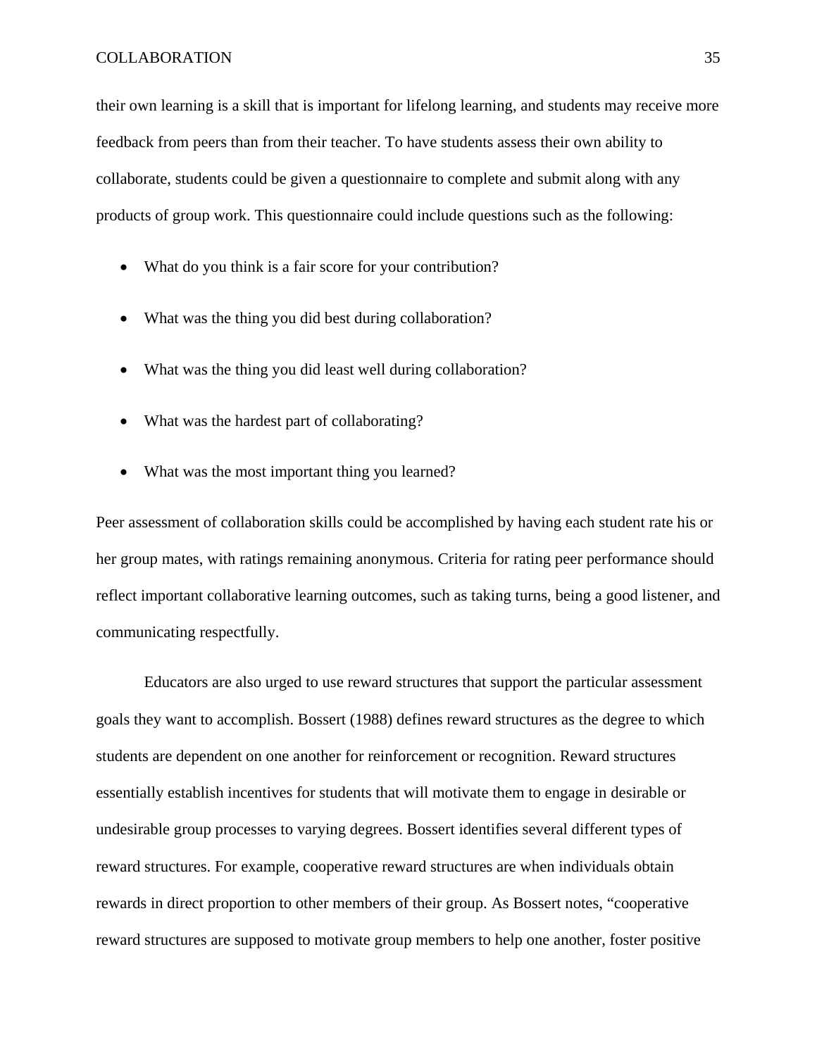their own learning is a skill that is important for lifelong learning, and students may receive more feedback from peers than from their teacher. To have students assess their own ability to collaborate, students could be given a questionnaire to complete and submit along with any products of group work. This questionnaire could include questions such as the following:

- What do you think is a fair score for your contribution?
- What was the thing you did best during collaboration?
- What was the thing you did least well during collaboration?
- What was the hardest part of collaborating?
- What was the most important thing you learned?

Peer assessment of collaboration skills could be accomplished by having each student rate his or her group mates, with ratings remaining anonymous. Criteria for rating peer performance should reflect important collaborative learning outcomes, such as taking turns, being a good listener, and communicating respectfully.

Educators are also urged to use reward structures that support the particular assessment goals they want to accomplish. Bossert (1988) defines reward structures as the degree to which students are dependent on one another for reinforcement or recognition. Reward structures essentially establish incentives for students that will motivate them to engage in desirable or undesirable group processes to varying degrees. Bossert identifies several different types of reward structures. For example, cooperative reward structures are when individuals obtain rewards in direct proportion to other members of their group. As Bossert notes, "cooperative reward structures are supposed to motivate group members to help one another, foster positive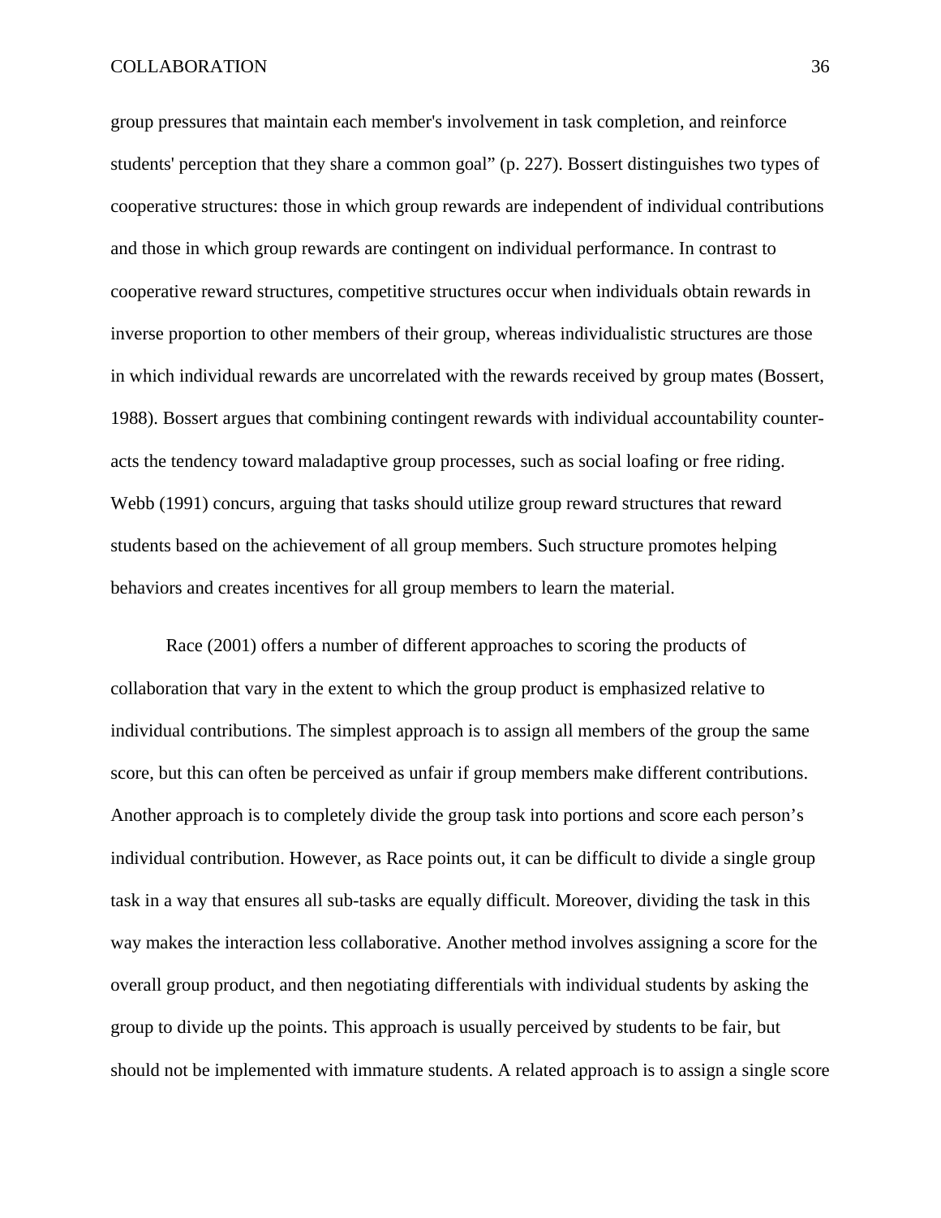group pressures that maintain each member's involvement in task completion, and reinforce students' perception that they share a common goal” (p. 227). Bossert distinguishes two types of cooperative structures: those in which group rewards are independent of individual contributions and those in which group rewards are contingent on individual performance. In contrast to cooperative reward structures, competitive structures occur when individuals obtain rewards in inverse proportion to other members of their group, whereas individualistic structures are those in which individual rewards are uncorrelated with the rewards received by group mates (Bossert, 1988). Bossert argues that combining contingent rewards with individual accountability counter-acts the tendency toward maladaptive group processes, such as social loafing or free riding. Webb (1991) concurs, arguing that tasks should utilize group reward structures that reward students based on the achievement of all group members. Such structure promotes helping behaviors and creates incentives for all group members to learn the material.

Race (2001) offers a number of different approaches to scoring the products of collaboration that vary in the extent to which the group product is emphasized relative to individual contributions. The simplest approach is to assign all members of the group the same score, but this can often be perceived as unfair if group members make different contributions. Another approach is to completely divide the group task into portions and score each person’s individual contribution. However, as Race points out, it can be difficult to divide a single group task in a way that ensures all sub-tasks are equally difficult. Moreover, dividing the task in this way makes the interaction less collaborative. Another method involves assigning a score for the overall group product, and then negotiating differentials with individual students by asking the group to divide up the points. This approach is usually perceived by students to be fair, but should not be implemented with immature students. A related approach is to assign a single score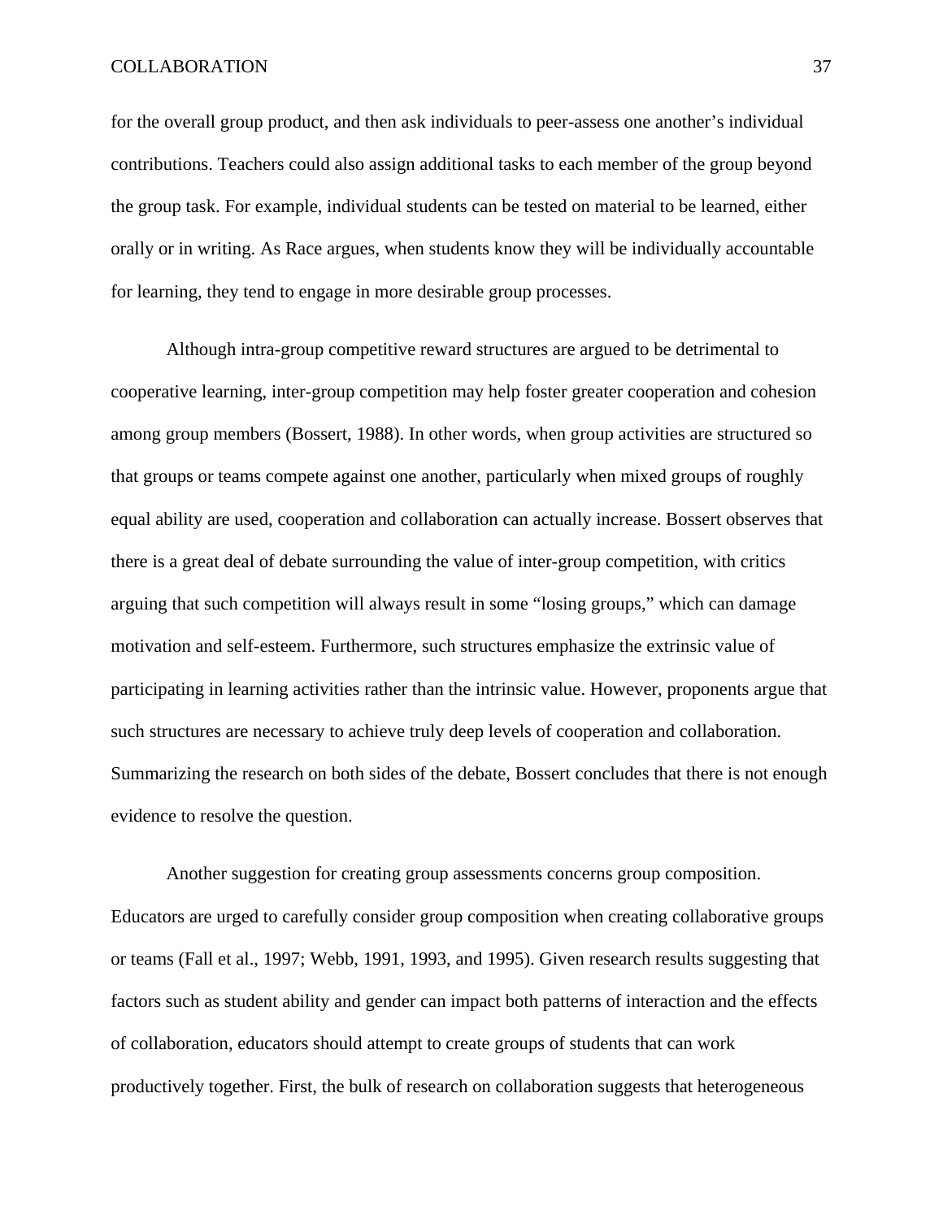for the overall group product, and then ask individuals to peer-assess one another's individual contributions. Teachers could also assign additional tasks to each member of the group beyond the group task. For example, individual students can be tested on material to be learned, either orally or in writing. As Race argues, when students know they will be individually accountable for learning, they tend to engage in more desirable group processes.

Although intra-group competitive reward structures are argued to be detrimental to cooperative learning, inter-group competition may help foster greater cooperation and cohesion among group members (Bossert, 1988). In other words, when group activities are structured so that groups or teams compete against one another, particularly when mixed groups of roughly equal ability are used, cooperation and collaboration can actually increase. Bossert observes that there is a great deal of debate surrounding the value of inter-group competition, with critics arguing that such competition will always result in some "losing groups," which can damage motivation and self-esteem. Furthermore, such structures emphasize the extrinsic value of participating in learning activities rather than the intrinsic value. However, proponents argue that such structures are necessary to achieve truly deep levels of cooperation and collaboration. Summarizing the research on both sides of the debate, Bossert concludes that there is not enough evidence to resolve the question.

Another suggestion for creating group assessments concerns group composition. Educators are urged to carefully consider group composition when creating collaborative groups or teams (Fall et al., 1997; Webb, 1991, 1993, and 1995). Given research results suggesting that factors such as student ability and gender can impact both patterns of interaction and the effects of collaboration, educators should attempt to create groups of students that can work productively together. First, the bulk of research on collaboration suggests that heterogeneous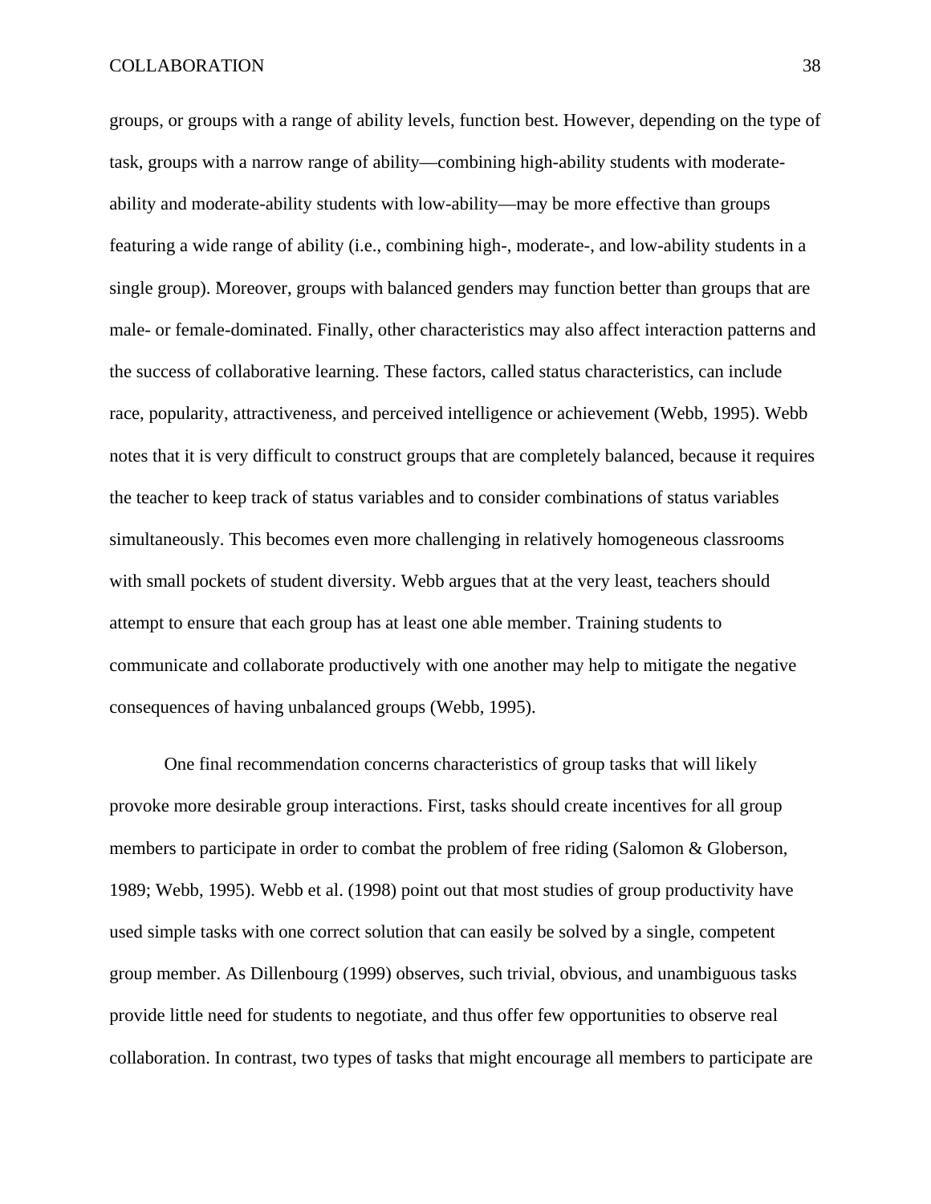groups, or groups with a range of ability levels, function best. However, depending on the type of task, groups with a narrow range of ability—combining high-ability students with moderate-ability and moderate-ability students with low-ability—may be more effective than groups featuring a wide range of ability (i.e., combining high-, moderate-, and low-ability students in a single group). Moreover, groups with balanced genders may function better than groups that are male- or female-dominated. Finally, other characteristics may also affect interaction patterns and the success of collaborative learning. These factors, called status characteristics, can include race, popularity, attractiveness, and perceived intelligence or achievement (Webb, 1995). Webb notes that it is very difficult to construct groups that are completely balanced, because it requires the teacher to keep track of status variables and to consider combinations of status variables simultaneously. This becomes even more challenging in relatively homogeneous classrooms with small pockets of student diversity. Webb argues that at the very least, teachers should attempt to ensure that each group has at least one able member. Training students to communicate and collaborate productively with one another may help to mitigate the negative consequences of having unbalanced groups (Webb, 1995).

One final recommendation concerns characteristics of group tasks that will likely provoke more desirable group interactions. First, tasks should create incentives for all group members to participate in order to combat the problem of free riding (Salomon & Globerson, 1989; Webb, 1995). Webb et al. (1998) point out that most studies of group productivity have used simple tasks with one correct solution that can easily be solved by a single, competent group member. As Dillenbourg (1999) observes, such trivial, obvious, and unambiguous tasks provide little need for students to negotiate, and thus offer few opportunities to observe real collaboration. In contrast, two types of tasks that might encourage all members to participate are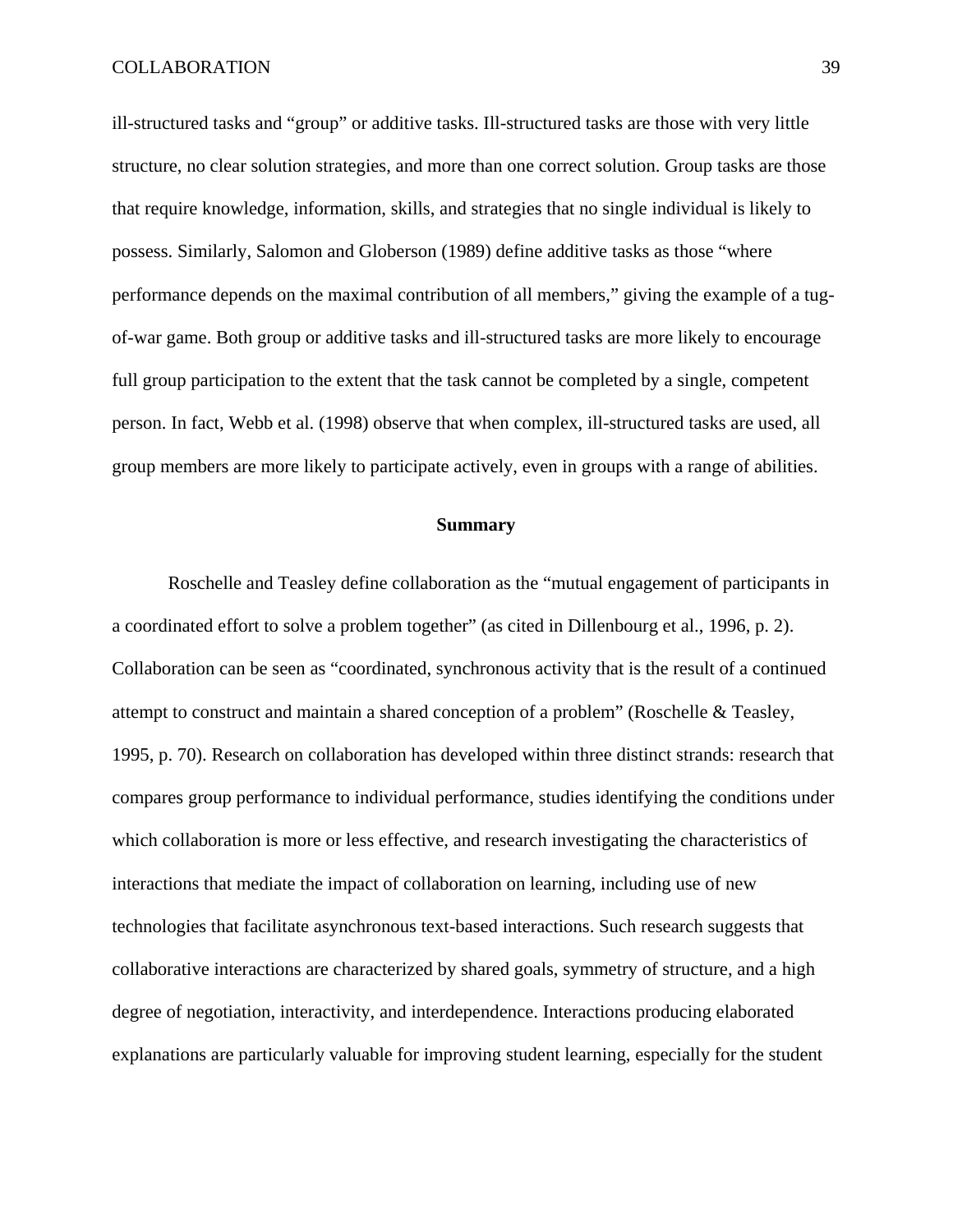ill-structured tasks and “group” or additive tasks. Ill-structured tasks are those with very little structure, no clear solution strategies, and more than one correct solution. Group tasks are those that require knowledge, information, skills, and strategies that no single individual is likely to possess. Similarly, Salomon and Globerson (1989) define additive tasks as those “where performance depends on the maximal contribution of all members,” giving the example of a tug-of-war game. Both group or additive tasks and ill-structured tasks are more likely to encourage full group participation to the extent that the task cannot be completed by a single, competent person. In fact, Webb et al. (1998) observe that when complex, ill-structured tasks are used, all group members are more likely to participate actively, even in groups with a range of abilities.

## Summary

Roschelle and Teasley define collaboration as the “mutual engagement of participants in a coordinated effort to solve a problem together” (as cited in Dillenbourg et al., 1996, p. 2). Collaboration can be seen as “coordinated, synchronous activity that is the result of a continued attempt to construct and maintain a shared conception of a problem” (Roschelle & Teasley, 1995, p. 70). Research on collaboration has developed within three distinct strands: research that compares group performance to individual performance, studies identifying the conditions under which collaboration is more or less effective, and research investigating the characteristics of interactions that mediate the impact of collaboration on learning, including use of new technologies that facilitate asynchronous text-based interactions. Such research suggests that collaborative interactions are characterized by shared goals, symmetry of structure, and a high degree of negotiation, interactivity, and interdependence. Interactions producing elaborated explanations are particularly valuable for improving student learning, especially for the student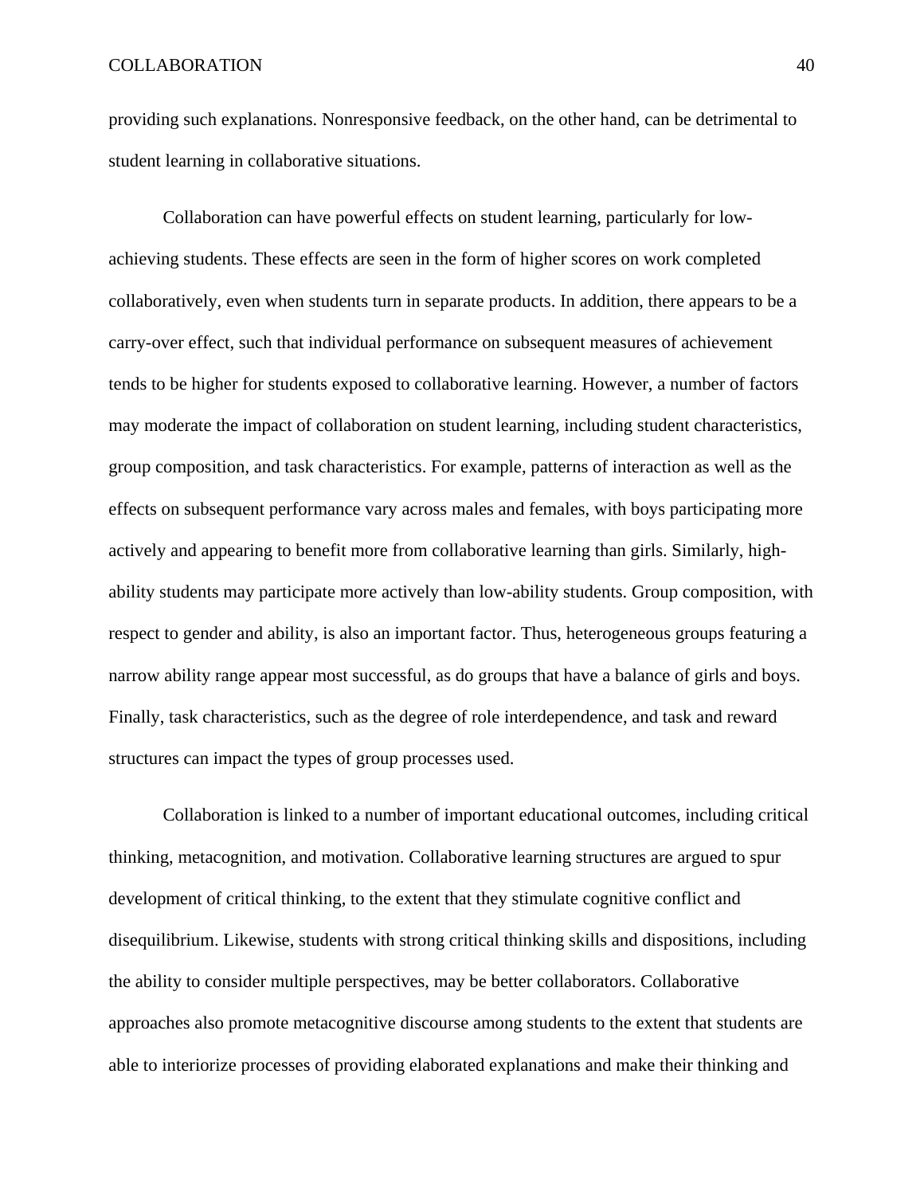providing such explanations. Nonresponsive feedback, on the other hand, can be detrimental to student learning in collaborative situations.

Collaboration can have powerful effects on student learning, particularly for low-achieving students. These effects are seen in the form of higher scores on work completed collaboratively, even when students turn in separate products. In addition, there appears to be a carry-over effect, such that individual performance on subsequent measures of achievement tends to be higher for students exposed to collaborative learning. However, a number of factors may moderate the impact of collaboration on student learning, including student characteristics, group composition, and task characteristics. For example, patterns of interaction as well as the effects on subsequent performance vary across males and females, with boys participating more actively and appearing to benefit more from collaborative learning than girls. Similarly, high-ability students may participate more actively than low-ability students. Group composition, with respect to gender and ability, is also an important factor. Thus, heterogeneous groups featuring a narrow ability range appear most successful, as do groups that have a balance of girls and boys. Finally, task characteristics, such as the degree of role interdependence, and task and reward structures can impact the types of group processes used.

Collaboration is linked to a number of important educational outcomes, including critical thinking, metacognition, and motivation. Collaborative learning structures are argued to spur development of critical thinking, to the extent that they stimulate cognitive conflict and disequilibrium. Likewise, students with strong critical thinking skills and dispositions, including the ability to consider multiple perspectives, may be better collaborators. Collaborative approaches also promote metacognitive discourse among students to the extent that students are able to interiorize processes of providing elaborated explanations and make their thinking and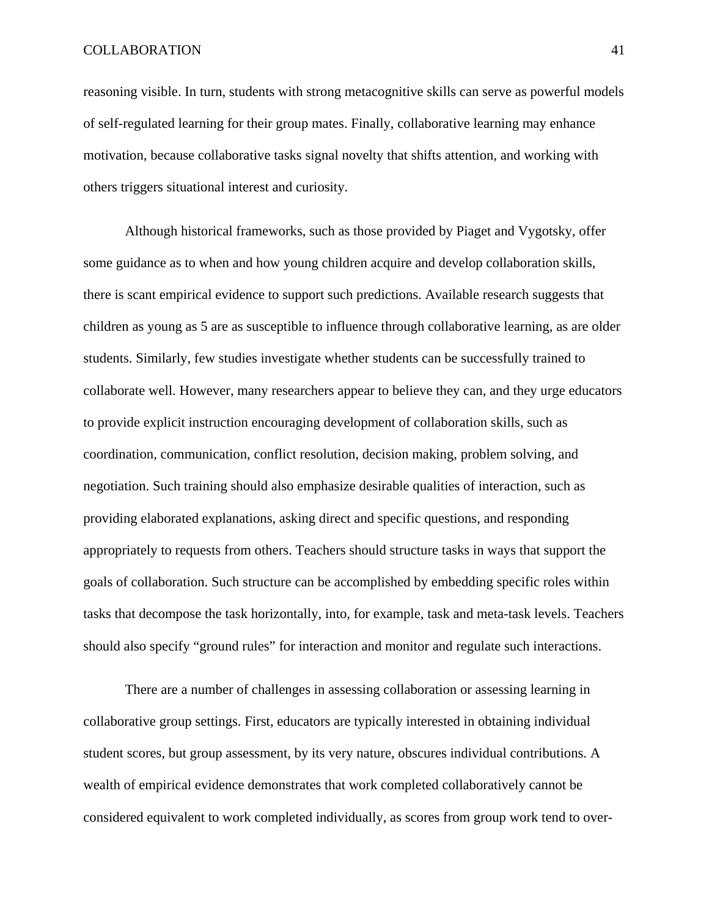reasoning visible. In turn, students with strong metacognitive skills can serve as powerful models of self-regulated learning for their group mates. Finally, collaborative learning may enhance motivation, because collaborative tasks signal novelty that shifts attention, and working with others triggers situational interest and curiosity.

Although historical frameworks, such as those provided by Piaget and Vygotsky, offer some guidance as to when and how young children acquire and develop collaboration skills, there is scant empirical evidence to support such predictions. Available research suggests that children as young as 5 are as susceptible to influence through collaborative learning, as are older students. Similarly, few studies investigate whether students can be successfully trained to collaborate well. However, many researchers appear to believe they can, and they urge educators to provide explicit instruction encouraging development of collaboration skills, such as coordination, communication, conflict resolution, decision making, problem solving, and negotiation. Such training should also emphasize desirable qualities of interaction, such as providing elaborated explanations, asking direct and specific questions, and responding appropriately to requests from others. Teachers should structure tasks in ways that support the goals of collaboration. Such structure can be accomplished by embedding specific roles within tasks that decompose the task horizontally, into, for example, task and meta-task levels. Teachers should also specify "ground rules" for interaction and monitor and regulate such interactions.

There are a number of challenges in assessing collaboration or assessing learning in collaborative group settings. First, educators are typically interested in obtaining individual student scores, but group assessment, by its very nature, obscures individual contributions. A wealth of empirical evidence demonstrates that work completed collaboratively cannot be considered equivalent to work completed individually, as scores from group work tend to over-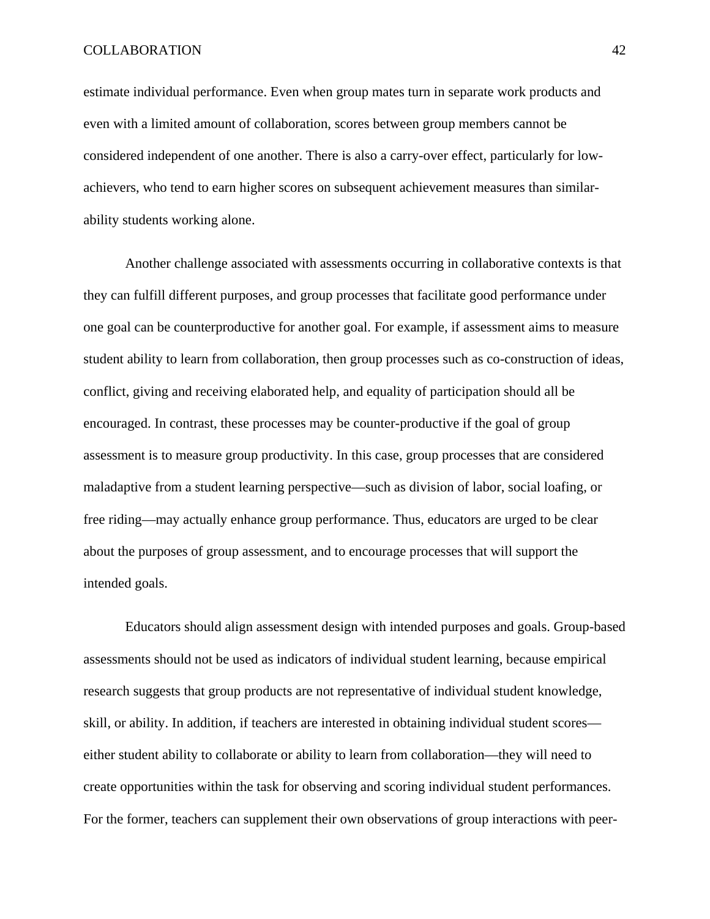estimate individual performance. Even when group mates turn in separate work products and even with a limited amount of collaboration, scores between group members cannot be considered independent of one another. There is also a carry-over effect, particularly for low-achievers, who tend to earn higher scores on subsequent achievement measures than similar-ability students working alone.

Another challenge associated with assessments occurring in collaborative contexts is that they can fulfill different purposes, and group processes that facilitate good performance under one goal can be counterproductive for another goal. For example, if assessment aims to measure student ability to learn from collaboration, then group processes such as co-construction of ideas, conflict, giving and receiving elaborated help, and equality of participation should all be encouraged. In contrast, these processes may be counter-productive if the goal of group assessment is to measure group productivity. In this case, group processes that are considered maladaptive from a student learning perspective—such as division of labor, social loafing, or free riding—may actually enhance group performance. Thus, educators are urged to be clear about the purposes of group assessment, and to encourage processes that will support the intended goals.

Educators should align assessment design with intended purposes and goals. Group-based assessments should not be used as indicators of individual student learning, because empirical research suggests that group products are not representative of individual student knowledge, skill, or ability. In addition, if teachers are interested in obtaining individual student scores—either student ability to collaborate or ability to learn from collaboration—they will need to create opportunities within the task for observing and scoring individual student performances. For the former, teachers can supplement their own observations of group interactions with peer-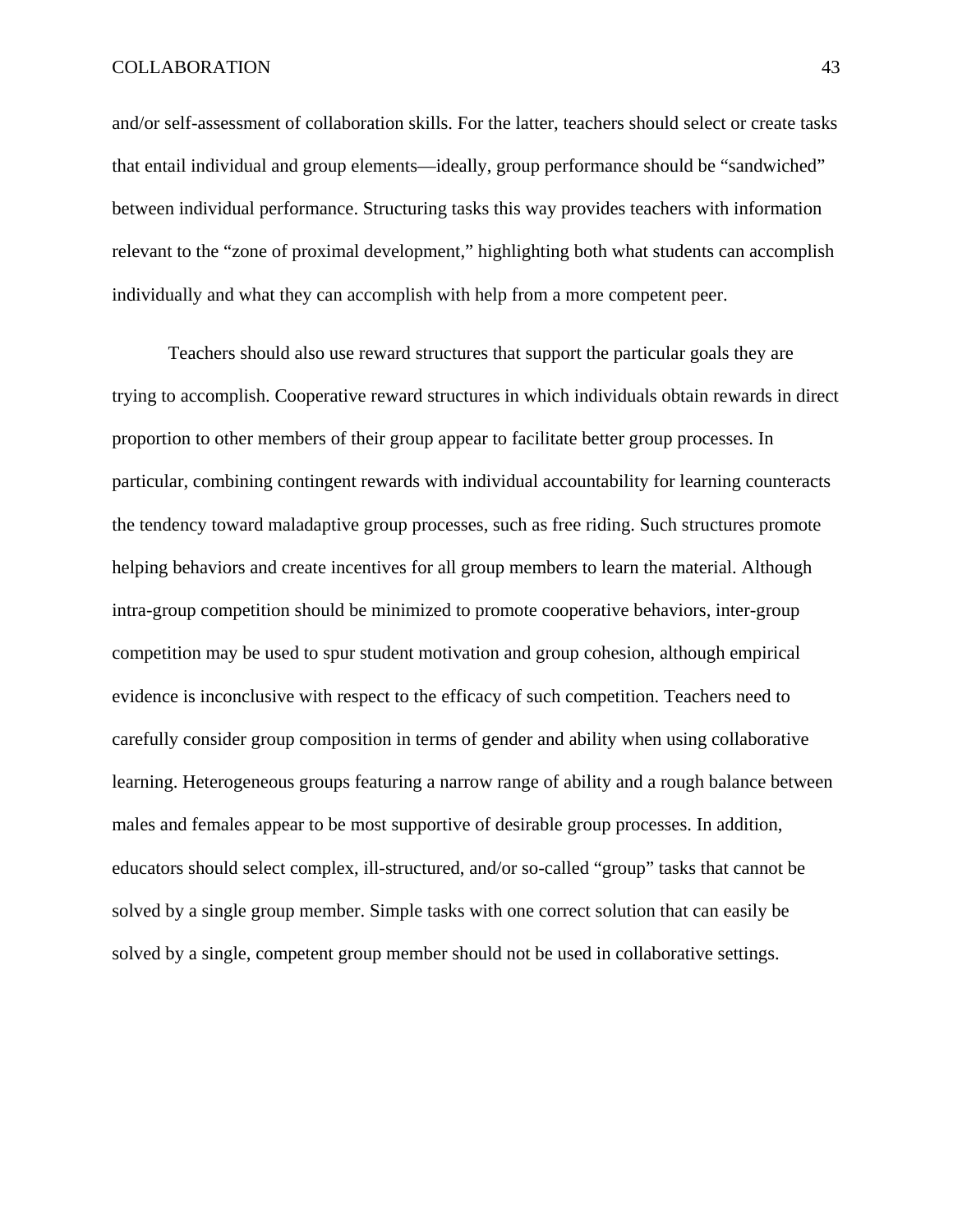and/or self-assessment of collaboration skills. For the latter, teachers should select or create tasks that entail individual and group elements—ideally, group performance should be “sandwiched” between individual performance. Structuring tasks this way provides teachers with information relevant to the “zone of proximal development,” highlighting both what students can accomplish individually and what they can accomplish with help from a more competent peer.

Teachers should also use reward structures that support the particular goals they are trying to accomplish. Cooperative reward structures in which individuals obtain rewards in direct proportion to other members of their group appear to facilitate better group processes. In particular, combining contingent rewards with individual accountability for learning counteracts the tendency toward maladaptive group processes, such as free riding. Such structures promote helping behaviors and create incentives for all group members to learn the material. Although intra-group competition should be minimized to promote cooperative behaviors, inter-group competition may be used to spur student motivation and group cohesion, although empirical evidence is inconclusive with respect to the efficacy of such competition. Teachers need to carefully consider group composition in terms of gender and ability when using collaborative learning. Heterogeneous groups featuring a narrow range of ability and a rough balance between males and females appear to be most supportive of desirable group processes. In addition, educators should select complex, ill-structured, and/or so-called “group” tasks that cannot be solved by a single group member. Simple tasks with one correct solution that can easily be solved by a single, competent group member should not be used in collaborative settings.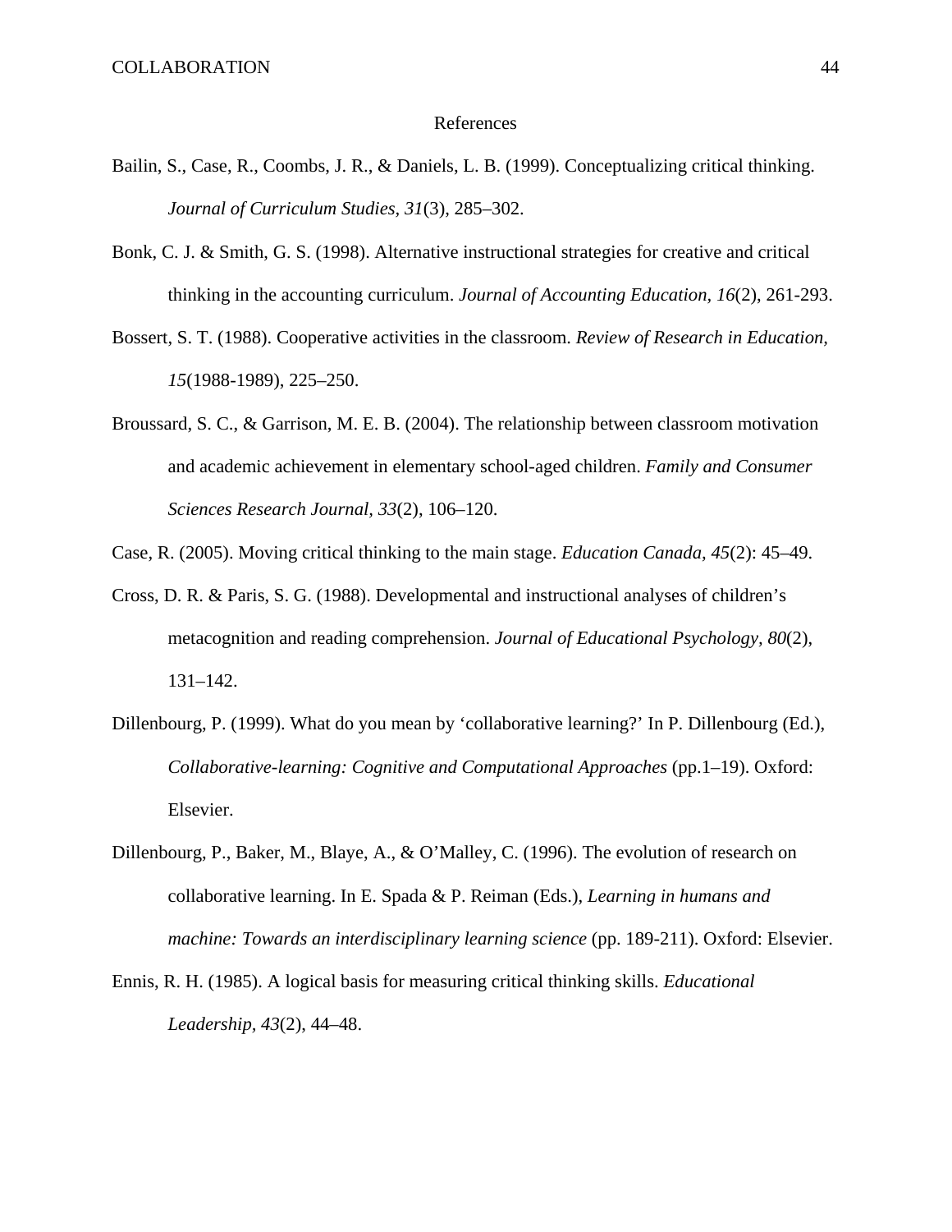# References

Bailin, S., Case, R., Coombs, J. R., & Daniels, L. B. (1999). Conceptualizing critical thinking. *Journal of Curriculum Studies, 31*(3), 285–302.

Bonk, C. J. & Smith, G. S. (1998). Alternative instructional strategies for creative and critical thinking in the accounting curriculum. *Journal of Accounting Education, 16*(2), 261-293.

Bossert, S. T. (1988). Cooperative activities in the classroom. *Review of Research in Education, 15*(1988-1989), 225–250.

Broussard, S. C., & Garrison, M. E. B. (2004). The relationship between classroom motivation and academic achievement in elementary school-aged children. *Family and Consumer Sciences Research Journal, 33*(2), 106–120.

Case, R. (2005). Moving critical thinking to the main stage. *Education Canada, 45*(2): 45–49.

Cross, D. R. & Paris, S. G. (1988). Developmental and instructional analyses of children's metacognition and reading comprehension. *Journal of Educational Psychology, 80*(2), 131–142.

Dillenbourg, P. (1999). What do you mean by 'collaborative learning?' In P. Dillenbourg (Ed.), *Collaborative-learning: Cognitive and Computational Approaches* (pp.1–19). Oxford: Elsevier.

Dillenbourg, P., Baker, M., Blaye, A., & O'Malley, C. (1996). The evolution of research on collaborative learning. In E. Spada & P. Reiman (Eds.), *Learning in humans and machine: Towards an interdisciplinary learning science* (pp. 189-211). Oxford: Elsevier.

Ennis, R. H. (1985). A logical basis for measuring critical thinking skills. *Educational Leadership, 43*(2), 44–48.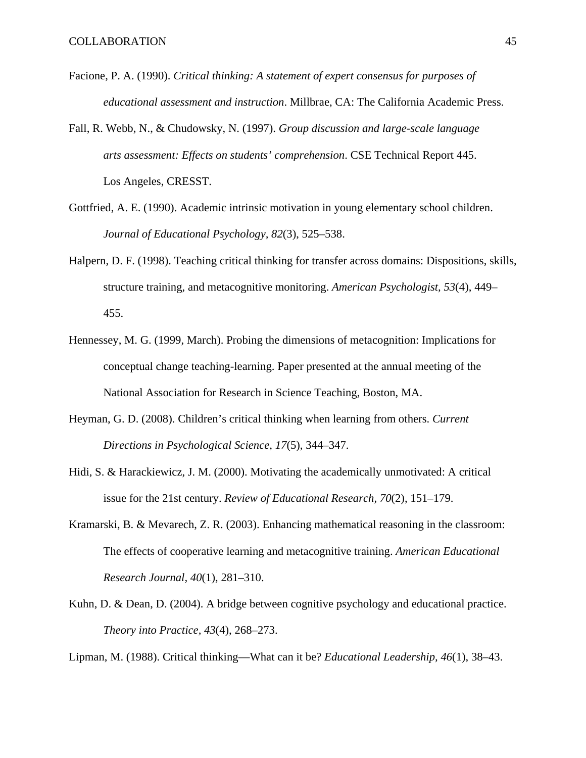Facione, P. A. (1990). *Critical thinking: A statement of expert consensus for purposes of educational assessment and instruction*. Millbrae, CA: The California Academic Press.

Fall, R. Webb, N., & Chudowsky, N. (1997). *Group discussion and large-scale language arts assessment: Effects on students' comprehension*. CSE Technical Report 445. Los Angeles, CRESST.

Gottfried, A. E. (1990). Academic intrinsic motivation in young elementary school children. *Journal of Educational Psychology, 82*(3), 525–538.

Halpern, D. F. (1998). Teaching critical thinking for transfer across domains: Dispositions, skills, structure training, and metacognitive monitoring. *American Psychologist, 53*(4), 449–455.

Hennessey, M. G. (1999, March). Probing the dimensions of metacognition: Implications for conceptual change teaching-learning. Paper presented at the annual meeting of the National Association for Research in Science Teaching, Boston, MA.

Heyman, G. D. (2008). Children's critical thinking when learning from others. *Current Directions in Psychological Science, 17*(5), 344–347.

Hidi, S. & Harackiewicz, J. M. (2000). Motivating the academically unmotivated: A critical issue for the 21st century. *Review of Educational Research, 70*(2), 151–179.

Kramarski, B. & Mevarech, Z. R. (2003). Enhancing mathematical reasoning in the classroom: The effects of cooperative learning and metacognitive training. *American Educational Research Journal, 40*(1), 281–310.

Kuhn, D. & Dean, D. (2004). A bridge between cognitive psychology and educational practice. *Theory into Practice*, *43*(4), 268–273.

Lipman, M. (1988). Critical thinking—What can it be? *Educational Leadership, 46*(1), 38–43.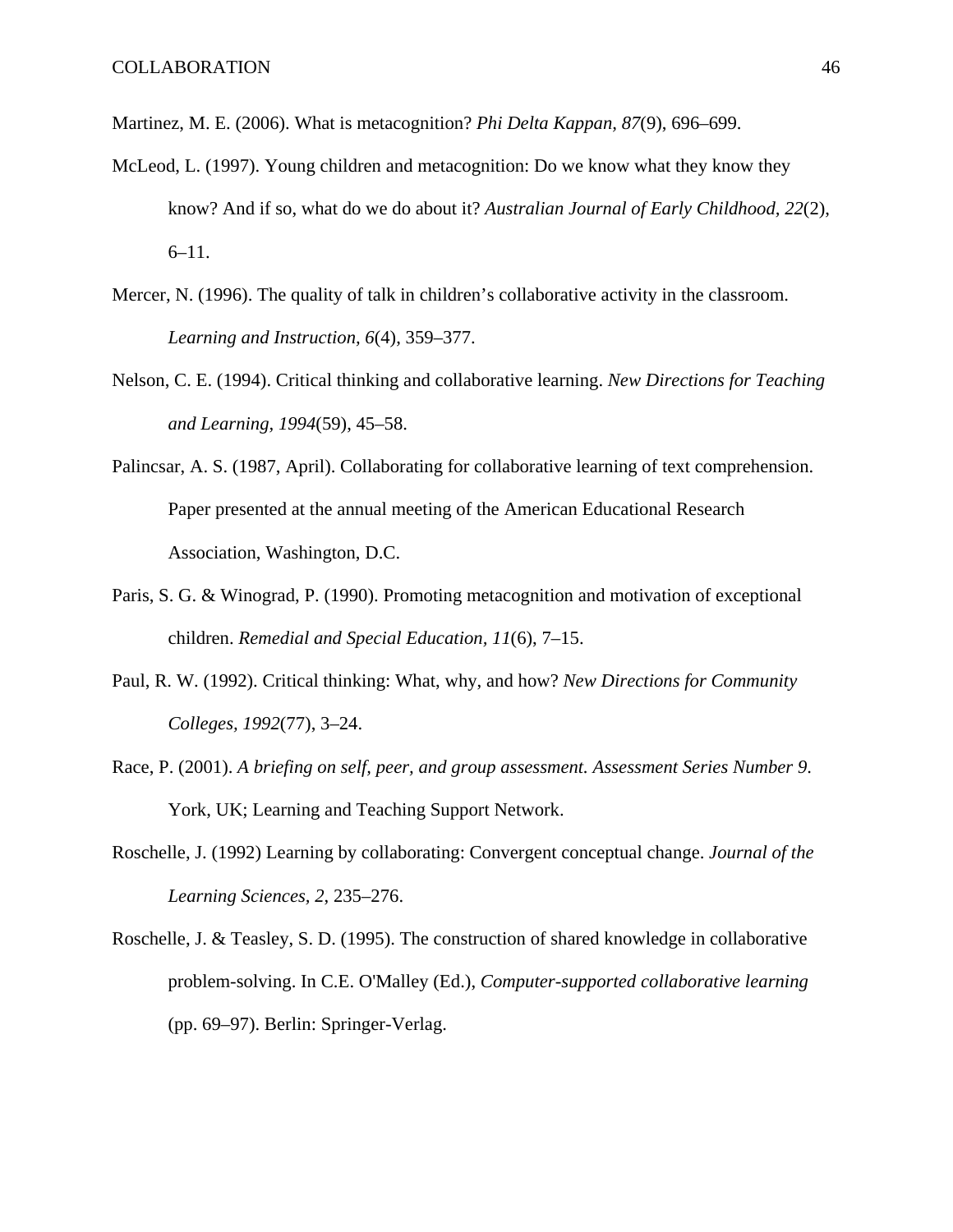Martinez, M. E. (2006). What is metacognition? *Phi Delta Kappan, 87*(9), 696–699.

McLeod, L. (1997). Young children and metacognition: Do we know what they know they know? And if so, what do we do about it? *Australian Journal of Early Childhood, 22*(2), 6–11.

Mercer, N. (1996). The quality of talk in children's collaborative activity in the classroom. *Learning and Instruction, 6*(4), 359–377.

Nelson, C. E. (1994). Critical thinking and collaborative learning. *New Directions for Teaching and Learning, 1994*(59), 45–58.

Palincsar, A. S. (1987, April). Collaborating for collaborative learning of text comprehension. Paper presented at the annual meeting of the American Educational Research Association, Washington, D.C.

Paris, S. G. & Winograd, P. (1990). Promoting metacognition and motivation of exceptional children. *Remedial and Special Education, 11*(6), 7–15.

Paul, R. W. (1992). Critical thinking: What, why, and how? *New Directions for Community Colleges, 1992*(77), 3–24.

Race, P. (2001). *A briefing on self, peer, and group assessment. Assessment Series Number 9*. York, UK; Learning and Teaching Support Network.

Roschelle, J. (1992) Learning by collaborating: Convergent conceptual change. *Journal of the Learning Sciences, 2*, 235–276.

Roschelle, J. & Teasley, S. D. (1995). The construction of shared knowledge in collaborative problem-solving. In C.E. O'Malley (Ed.), *Computer-supported collaborative learning* (pp. 69–97). Berlin: Springer-Verlag.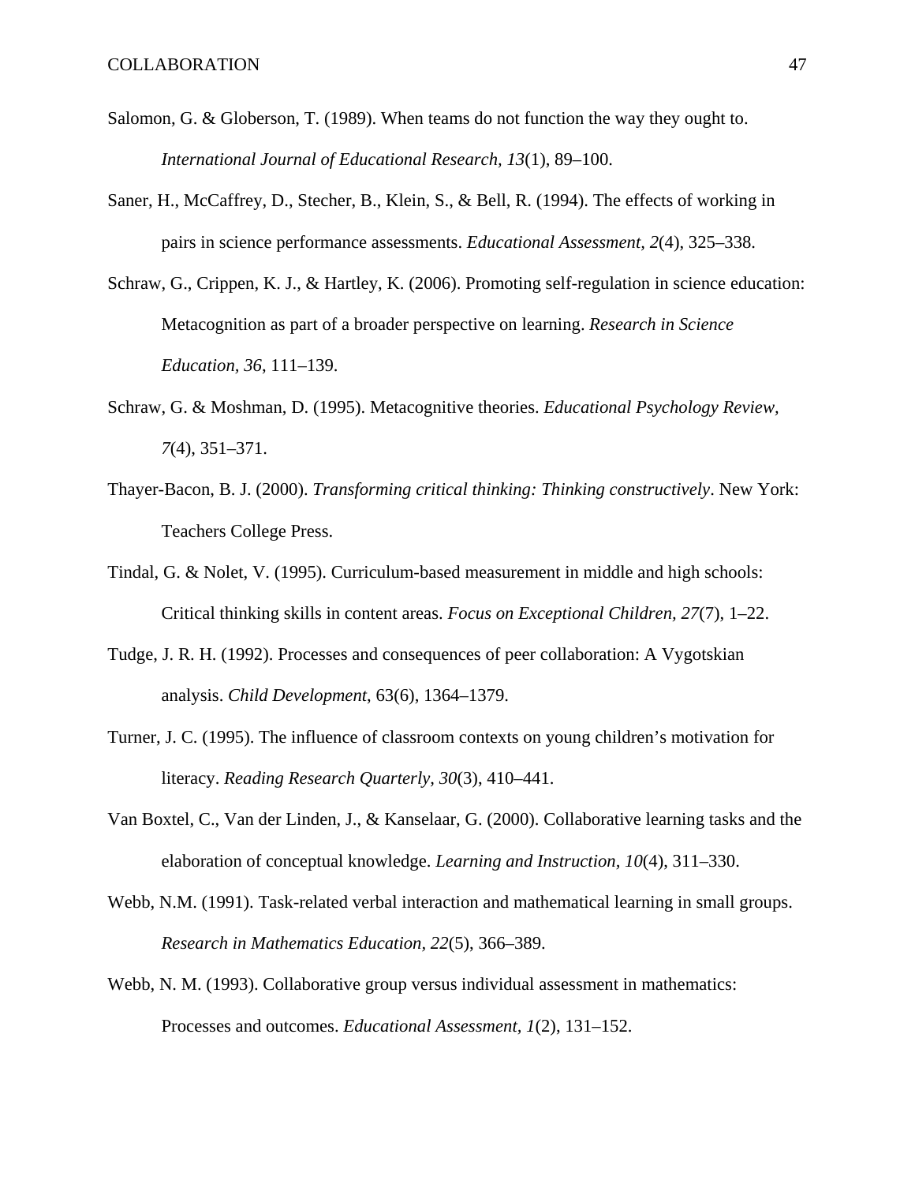Salomon, G. & Globerson, T. (1989). When teams do not function the way they ought to. *International Journal of Educational Research, 13*(1), 89–100.

Saner, H., McCaffrey, D., Stecher, B., Klein, S., & Bell, R. (1994). The effects of working in pairs in science performance assessments. *Educational Assessment, 2*(4), 325–338.

Schraw, G., Crippen, K. J., & Hartley, K. (2006). Promoting self-regulation in science education: Metacognition as part of a broader perspective on learning. *Research in Science Education, 36*, 111–139.

Schraw, G. & Moshman, D. (1995). Metacognitive theories. *Educational Psychology Review, 7*(4), 351–371.

Thayer-Bacon, B. J. (2000). *Transforming critical thinking: Thinking constructively*. New York: Teachers College Press.

Tindal, G. & Nolet, V. (1995). Curriculum-based measurement in middle and high schools: Critical thinking skills in content areas. *Focus on Exceptional Children, 27*(7), 1–22.

Tudge, J. R. H. (1992). Processes and consequences of peer collaboration: A Vygotskian analysis. *Child Development*, 63(6), 1364–1379.

Turner, J. C. (1995). The influence of classroom contexts on young children's motivation for literacy. *Reading Research Quarterly, 30*(3), 410–441.

Van Boxtel, C., Van der Linden, J., & Kanselaar, G. (2000). Collaborative learning tasks and the elaboration of conceptual knowledge. *Learning and Instruction, 10*(4), 311–330.

Webb, N.M. (1991). Task-related verbal interaction and mathematical learning in small groups. *Research in Mathematics Education*, *22*(5), 366–389.

Webb, N. M. (1993). Collaborative group versus individual assessment in mathematics: Processes and outcomes. *Educational Assessment, 1*(2), 131–152.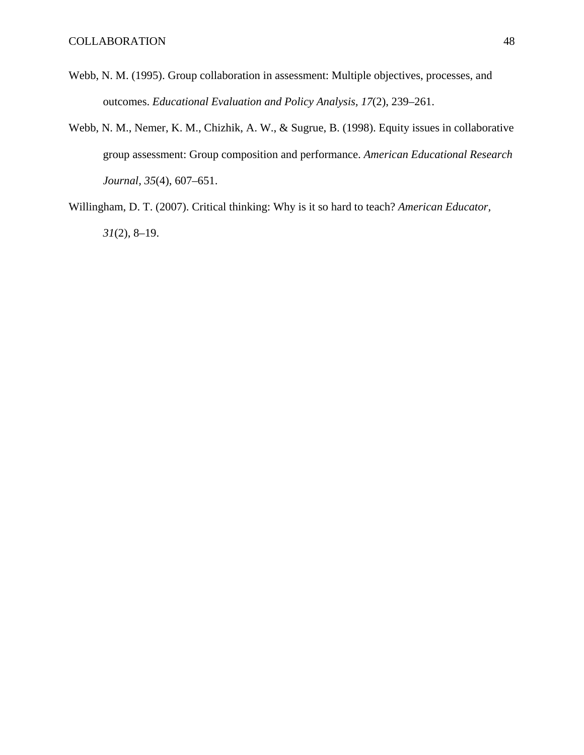Webb, N. M. (1995). Group collaboration in assessment: Multiple objectives, processes, and outcomes. *Educational Evaluation and Policy Analysis, 17*(2), 239–261.

Webb, N. M., Nemer, K. M., Chizhik, A. W., & Sugrue, B. (1998). Equity issues in collaborative group assessment: Group composition and performance. *American Educational Research Journal*, *35*(4), 607–651.

Willingham, D. T. (2007). Critical thinking: Why is it so hard to teach? *American Educator*, *31*(2), 8–19.